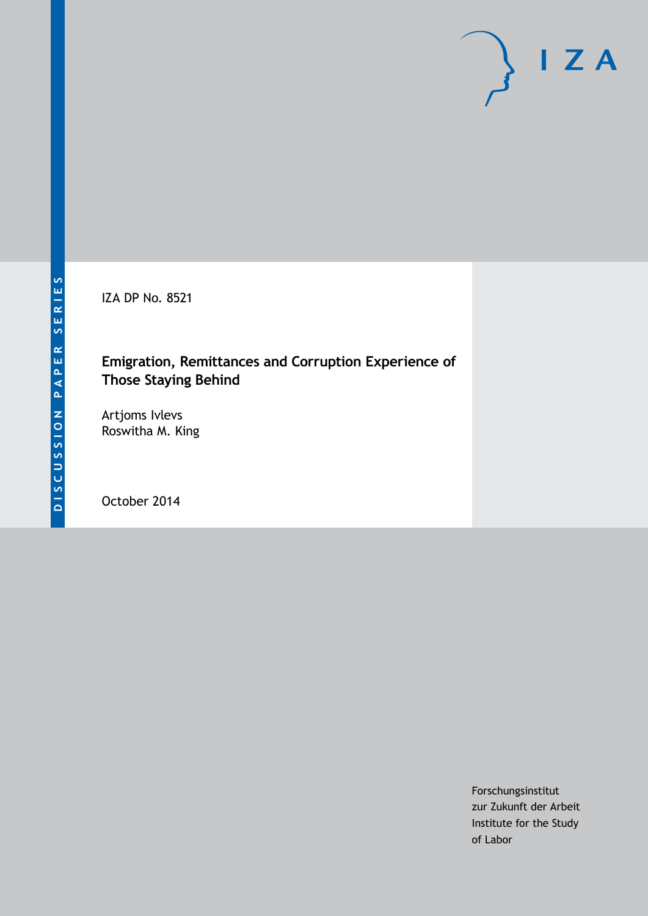DISCUSSION PAPER SERIES

IZA DP No. 8521

# Emigration, Remittances and Corruption Experience of Those Staying Behind

Artjoms Ivlevs
Roswitha M. King

October 2014

Forschungsinstitut
zur Zukunft der Arbeit
Institute for the Study
of Labor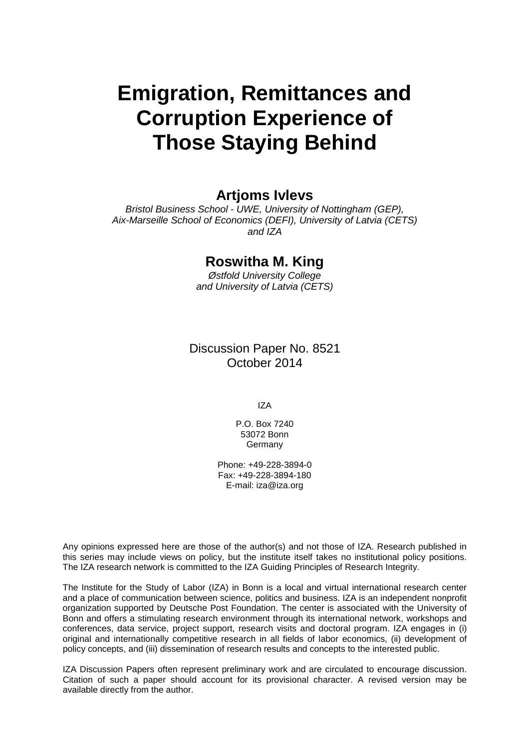# Emigration, Remittances and Corruption Experience of Those Staying Behind

## Artjoms Ivlevs

*Bristol Business School - UWE, University of Nottingham (GEP), Aix-Marseille School of Economics (DEFI), University of Latvia (CETS) and IZA*

## Roswitha M. King

*Østfold University College and University of Latvia (CETS)*

Discussion Paper No. 8521
October 2014

IZA

P.O. Box 7240
53072 Bonn
Germany

Phone: +49-228-3894-0
Fax: +49-228-3894-180
E-mail: iza@iza.org

Any opinions expressed here are those of the author(s) and not those of IZA. Research published in this series may include views on policy, but the institute itself takes no institutional policy positions. The IZA research network is committed to the IZA Guiding Principles of Research Integrity.

The Institute for the Study of Labor (IZA) in Bonn is a local and virtual international research center and a place of communication between science, politics and business. IZA is an independent nonprofit organization supported by Deutsche Post Foundation. The center is associated with the University of Bonn and offers a stimulating research environment through its international network, workshops and conferences, data service, project support, research visits and doctoral program. IZA engages in (i) original and internationally competitive research in all fields of labor economics, (ii) development of policy concepts, and (iii) dissemination of research results and concepts to the interested public.

IZA Discussion Papers often represent preliminary work and are circulated to encourage discussion. Citation of such a paper should account for its provisional character. A revised version may be available directly from the author.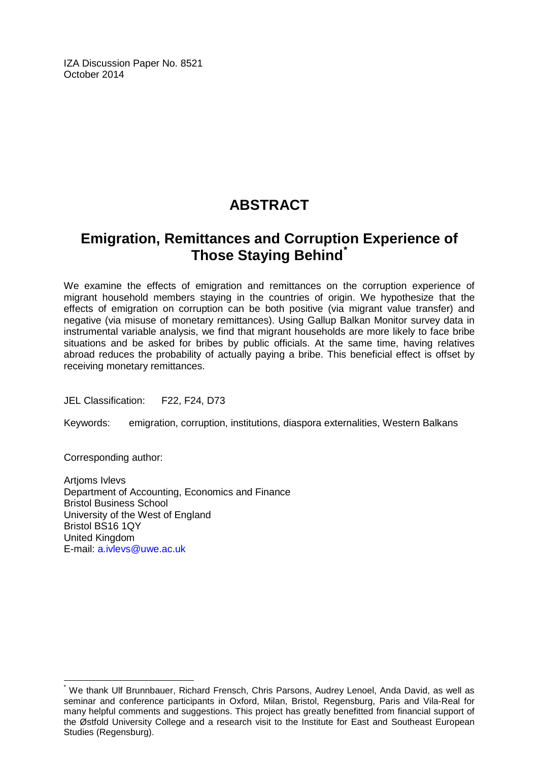IZA Discussion Paper No. 8521
October 2014

# ABSTRACT

## Emigration, Remittances and Corruption Experience of Those Staying Behind[*]

We examine the effects of emigration and remittances on the corruption experience of migrant household members staying in the countries of origin. We hypothesize that the effects of emigration on corruption can be both positive (via migrant value transfer) and negative (via misuse of monetary remittances). Using Gallup Balkan Monitor survey data in instrumental variable analysis, we find that migrant households are more likely to face bribe situations and be asked for bribes by public officials. At the same time, having relatives abroad reduces the probability of actually paying a bribe. This beneficial effect is offset by receiving monetary remittances.

JEL Classification: F22, F24, D73

Keywords: emigration, corruption, institutions, diaspora externalities, Western Balkans

Corresponding author:

Artjoms Ivlevs
Department of Accounting, Economics and Finance
Bristol Business School
University of the West of England
Bristol BS16 1QY
United Kingdom
E-mail: a.ivlevs@uwe.ac.uk

[*] We thank Ulf Brunnbauer, Richard Frensch, Chris Parsons, Audrey Lenoel, Anda David, as well as seminar and conference participants in Oxford, Milan, Bristol, Regensburg, Paris and Vila-Real for many helpful comments and suggestions. This project has greatly benefitted from financial support of the Østfold University College and a research visit to the Institute for East and Southeast European Studies (Regensburg).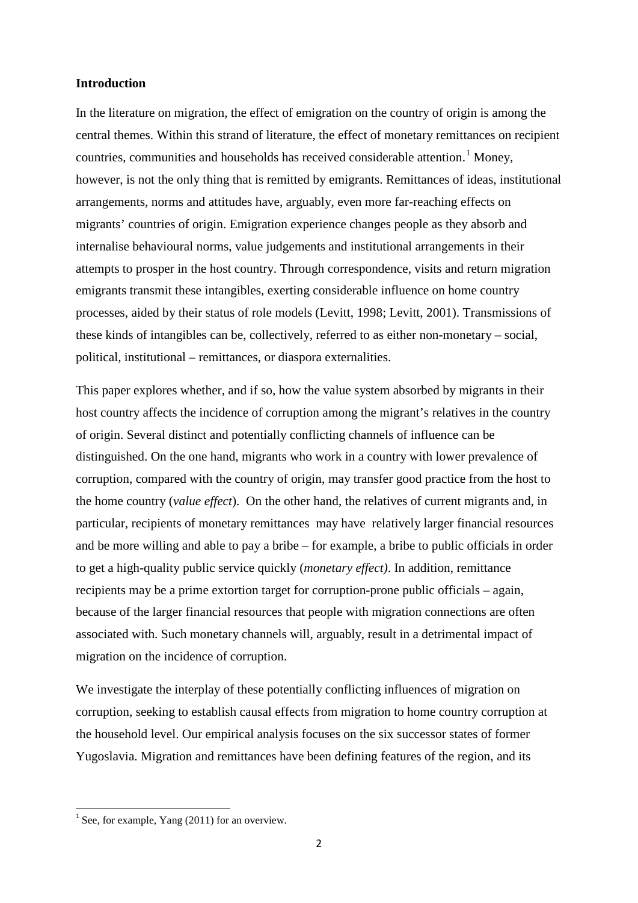## Introduction

In the literature on migration, the effect of emigration on the country of origin is among the central themes. Within this strand of literature, the effect of monetary remittances on recipient countries, communities and households has received considerable attention.[1] Money, however, is not the only thing that is remitted by emigrants. Remittances of ideas, institutional arrangements, norms and attitudes have, arguably, even more far-reaching effects on migrants' countries of origin. Emigration experience changes people as they absorb and internalise behavioural norms, value judgements and institutional arrangements in their attempts to prosper in the host country. Through correspondence, visits and return migration emigrants transmit these intangibles, exerting considerable influence on home country processes, aided by their status of role models (Levitt, 1998; Levitt, 2001). Transmissions of these kinds of intangibles can be, collectively, referred to as either non-monetary – social, political, institutional – remittances, or diaspora externalities.

This paper explores whether, and if so, how the value system absorbed by migrants in their host country affects the incidence of corruption among the migrant's relatives in the country of origin. Several distinct and potentially conflicting channels of influence can be distinguished. On the one hand, migrants who work in a country with lower prevalence of corruption, compared with the country of origin, may transfer good practice from the host to the home country (*value effect*). On the other hand, the relatives of current migrants and, in particular, recipients of monetary remittances may have relatively larger financial resources and be more willing and able to pay a bribe – for example, a bribe to public officials in order to get a high-quality public service quickly (*monetary effect)*. In addition, remittance recipients may be a prime extortion target for corruption-prone public officials – again, because of the larger financial resources that people with migration connections are often associated with. Such monetary channels will, arguably, result in a detrimental impact of migration on the incidence of corruption.

We investigate the interplay of these potentially conflicting influences of migration on corruption, seeking to establish causal effects from migration to home country corruption at the household level. Our empirical analysis focuses on the six successor states of former Yugoslavia. Migration and remittances have been defining features of the region, and its

[1] See, for example, Yang (2011) for an overview.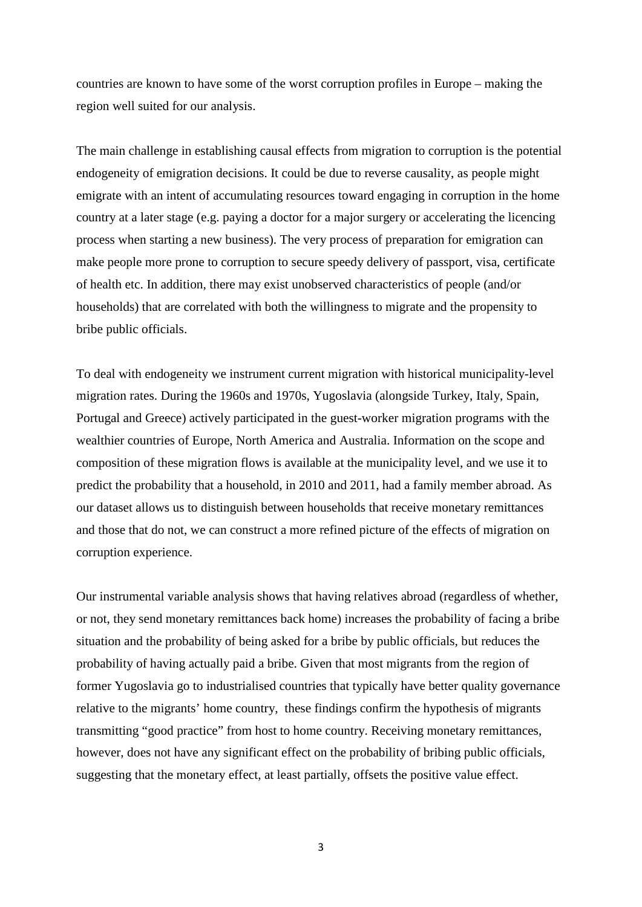countries are known to have some of the worst corruption profiles in Europe – making the region well suited for our analysis.

The main challenge in establishing causal effects from migration to corruption is the potential endogeneity of emigration decisions. It could be due to reverse causality, as people might emigrate with an intent of accumulating resources toward engaging in corruption in the home country at a later stage (e.g. paying a doctor for a major surgery or accelerating the licencing process when starting a new business). The very process of preparation for emigration can make people more prone to corruption to secure speedy delivery of passport, visa, certificate of health etc. In addition, there may exist unobserved characteristics of people (and/or households) that are correlated with both the willingness to migrate and the propensity to bribe public officials.

To deal with endogeneity we instrument current migration with historical municipality-level migration rates. During the 1960s and 1970s, Yugoslavia (alongside Turkey, Italy, Spain, Portugal and Greece) actively participated in the guest-worker migration programs with the wealthier countries of Europe, North America and Australia. Information on the scope and composition of these migration flows is available at the municipality level, and we use it to predict the probability that a household, in 2010 and 2011, had a family member abroad. As our dataset allows us to distinguish between households that receive monetary remittances and those that do not, we can construct a more refined picture of the effects of migration on corruption experience.

Our instrumental variable analysis shows that having relatives abroad (regardless of whether, or not, they send monetary remittances back home) increases the probability of facing a bribe situation and the probability of being asked for a bribe by public officials, but reduces the probability of having actually paid a bribe. Given that most migrants from the region of former Yugoslavia go to industrialised countries that typically have better quality governance relative to the migrants' home country, these findings confirm the hypothesis of migrants transmitting "good practice" from host to home country. Receiving monetary remittances, however, does not have any significant effect on the probability of bribing public officials, suggesting that the monetary effect, at least partially, offsets the positive value effect.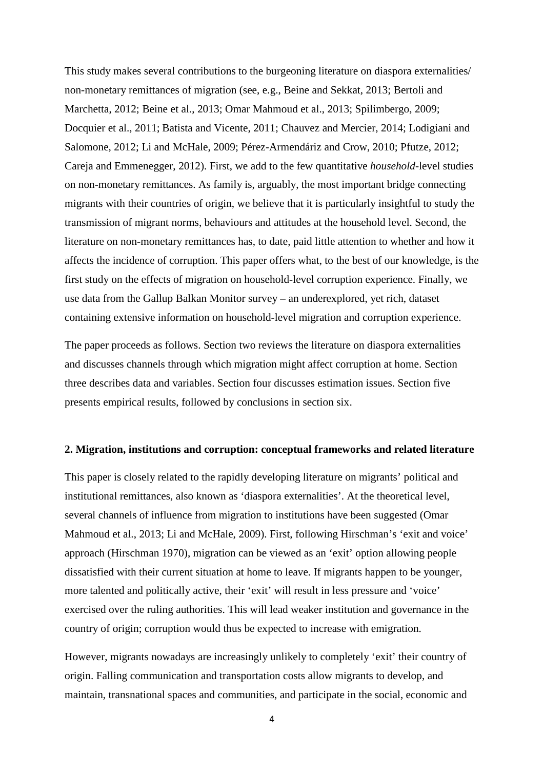This study makes several contributions to the burgeoning literature on diaspora externalities/ non-monetary remittances of migration (see, e.g., Beine and Sekkat, 2013; Bertoli and Marchetta, 2012; Beine et al., 2013; Omar Mahmoud et al., 2013; Spilimbergo, 2009; Docquier et al., 2011; Batista and Vicente, 2011; Chauvez and Mercier, 2014; Lodigiani and Salomone, 2012; Li and McHale, 2009; Pérez-Armendáriz and Crow, 2010; Pfutze, 2012; Careja and Emmenegger, 2012). First, we add to the few quantitative *household*-level studies on non-monetary remittances. As family is, arguably, the most important bridge connecting migrants with their countries of origin, we believe that it is particularly insightful to study the transmission of migrant norms, behaviours and attitudes at the household level. Second, the literature on non-monetary remittances has, to date, paid little attention to whether and how it affects the incidence of corruption. This paper offers what, to the best of our knowledge, is the first study on the effects of migration on household-level corruption experience. Finally, we use data from the Gallup Balkan Monitor survey – an underexplored, yet rich, dataset containing extensive information on household-level migration and corruption experience.

The paper proceeds as follows. Section two reviews the literature on diaspora externalities and discusses channels through which migration might affect corruption at home. Section three describes data and variables. Section four discusses estimation issues. Section five presents empirical results, followed by conclusions in section six.

## 2. Migration, institutions and corruption: conceptual frameworks and related literature

This paper is closely related to the rapidly developing literature on migrants' political and institutional remittances, also known as 'diaspora externalities'. At the theoretical level, several channels of influence from migration to institutions have been suggested (Omar Mahmoud et al., 2013; Li and McHale, 2009). First, following Hirschman's 'exit and voice' approach (Hirschman 1970), migration can be viewed as an 'exit' option allowing people dissatisfied with their current situation at home to leave. If migrants happen to be younger, more talented and politically active, their 'exit' will result in less pressure and 'voice' exercised over the ruling authorities. This will lead weaker institution and governance in the country of origin; corruption would thus be expected to increase with emigration.

However, migrants nowadays are increasingly unlikely to completely 'exit' their country of origin. Falling communication and transportation costs allow migrants to develop, and maintain, transnational spaces and communities, and participate in the social, economic and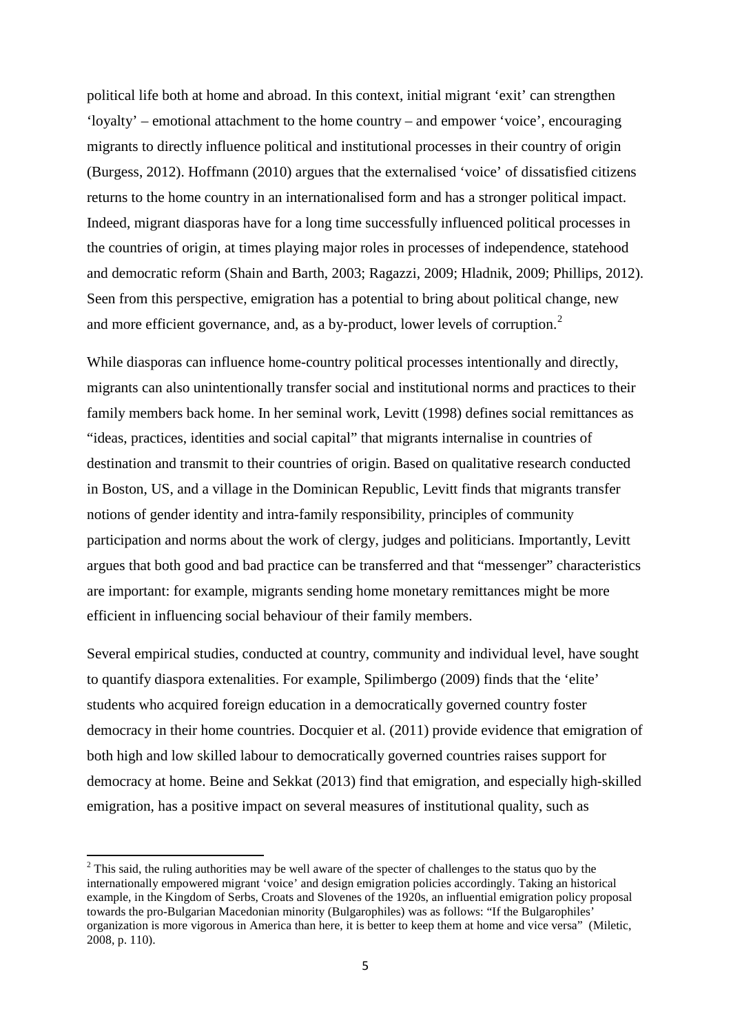political life both at home and abroad. In this context, initial migrant 'exit' can strengthen 'loyalty' – emotional attachment to the home country – and empower 'voice', encouraging migrants to directly influence political and institutional processes in their country of origin (Burgess, 2012). Hoffmann (2010) argues that the externalised 'voice' of dissatisfied citizens returns to the home country in an internationalised form and has a stronger political impact. Indeed, migrant diasporas have for a long time successfully influenced political processes in the countries of origin, at times playing major roles in processes of independence, statehood and democratic reform (Shain and Barth, 2003; Ragazzi, 2009; Hladnik, 2009; Phillips, 2012). Seen from this perspective, emigration has a potential to bring about political change, new and more efficient governance, and, as a by-product, lower levels of corruption.[2]

While diasporas can influence home-country political processes intentionally and directly, migrants can also unintentionally transfer social and institutional norms and practices to their family members back home. In her seminal work, Levitt (1998) defines social remittances as "ideas, practices, identities and social capital" that migrants internalise in countries of destination and transmit to their countries of origin. Based on qualitative research conducted in Boston, US, and a village in the Dominican Republic, Levitt finds that migrants transfer notions of gender identity and intra-family responsibility, principles of community participation and norms about the work of clergy, judges and politicians. Importantly, Levitt argues that both good and bad practice can be transferred and that "messenger" characteristics are important: for example, migrants sending home monetary remittances might be more efficient in influencing social behaviour of their family members.

Several empirical studies, conducted at country, community and individual level, have sought to quantify diaspora extenalities. For example, Spilimbergo (2009) finds that the 'elite' students who acquired foreign education in a democratically governed country foster democracy in their home countries. Docquier et al. (2011) provide evidence that emigration of both high and low skilled labour to democratically governed countries raises support for democracy at home. Beine and Sekkat (2013) find that emigration, and especially high-skilled emigration, has a positive impact on several measures of institutional quality, such as

[2] This said, the ruling authorities may be well aware of the specter of challenges to the status quo by the internationally empowered migrant 'voice' and design emigration policies accordingly. Taking an historical example, in the Kingdom of Serbs, Croats and Slovenes of the 1920s, an influential emigration policy proposal towards the pro-Bulgarian Macedonian minority (Bulgarophiles) was as follows: "If the Bulgarophiles' organization is more vigorous in America than here, it is better to keep them at home and vice versa" (Miletic, 2008, p. 110).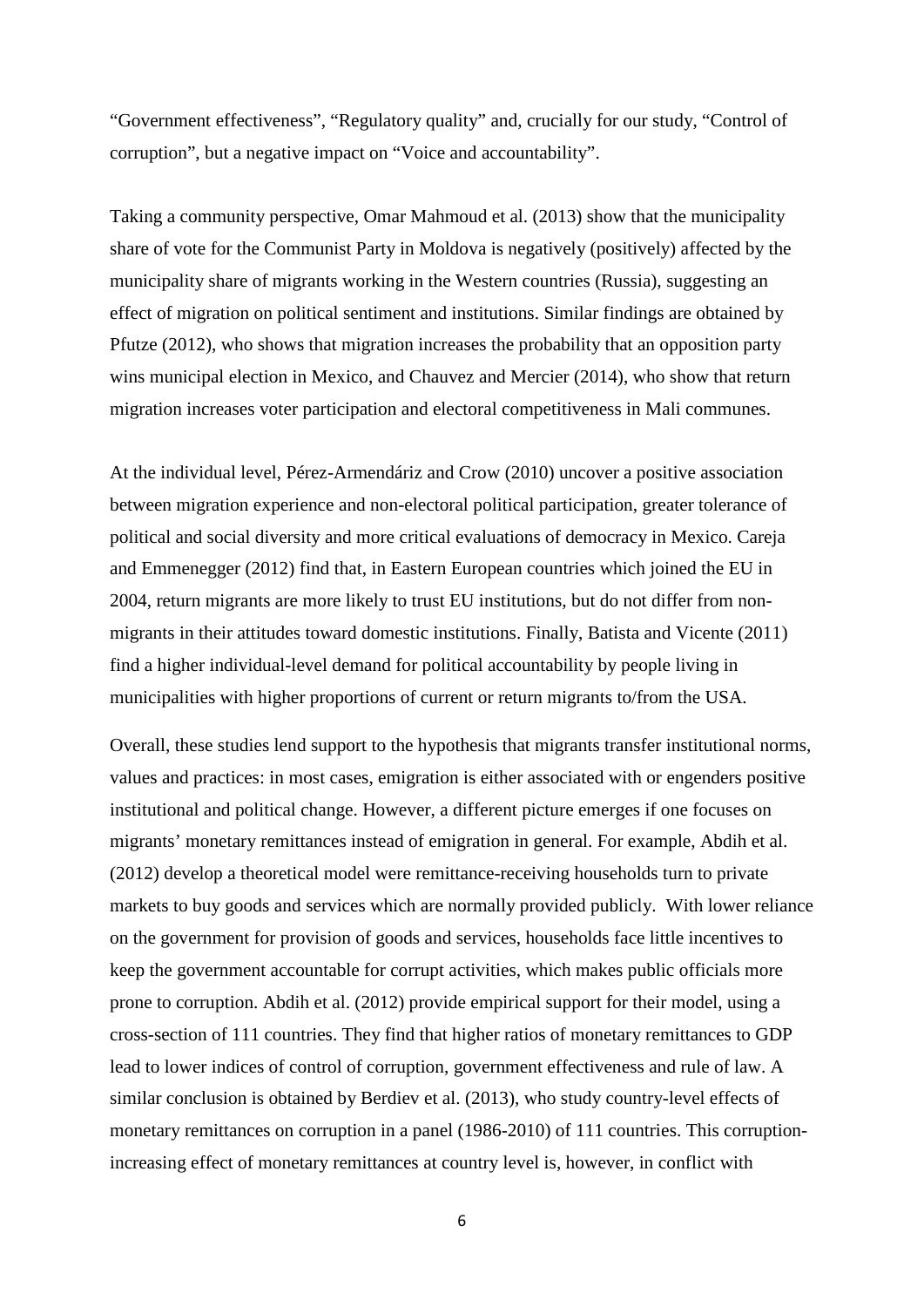“Government effectiveness”, “Regulatory quality” and, crucially for our study, “Control of corruption”, but a negative impact on “Voice and accountability”.

Taking a community perspective, Omar Mahmoud et al. (2013) show that the municipality share of vote for the Communist Party in Moldova is negatively (positively) affected by the municipality share of migrants working in the Western countries (Russia), suggesting an effect of migration on political sentiment and institutions. Similar findings are obtained by Pfutze (2012), who shows that migration increases the probability that an opposition party wins municipal election in Mexico, and Chauvez and Mercier (2014), who show that return migration increases voter participation and electoral competitiveness in Mali communes.

At the individual level, Pérez-Armendáriz and Crow (2010) uncover a positive association between migration experience and non-electoral political participation, greater tolerance of political and social diversity and more critical evaluations of democracy in Mexico. Careja and Emmenegger (2012) find that, in Eastern European countries which joined the EU in 2004, return migrants are more likely to trust EU institutions, but do not differ from non-migrants in their attitudes toward domestic institutions. Finally, Batista and Vicente (2011) find a higher individual-level demand for political accountability by people living in municipalities with higher proportions of current or return migrants to/from the USA.

Overall, these studies lend support to the hypothesis that migrants transfer institutional norms, values and practices: in most cases, emigration is either associated with or engenders positive institutional and political change. However, a different picture emerges if one focuses on migrants’ monetary remittances instead of emigration in general. For example, Abdih et al. (2012) develop a theoretical model were remittance-receiving households turn to private markets to buy goods and services which are normally provided publicly. With lower reliance on the government for provision of goods and services, households face little incentives to keep the government accountable for corrupt activities, which makes public officials more prone to corruption. Abdih et al. (2012) provide empirical support for their model, using a cross-section of 111 countries. They find that higher ratios of monetary remittances to GDP lead to lower indices of control of corruption, government effectiveness and rule of law. A similar conclusion is obtained by Berdiev et al. (2013), who study country-level effects of monetary remittances on corruption in a panel (1986-2010) of 111 countries. This corruption-increasing effect of monetary remittances at country level is, however, in conflict with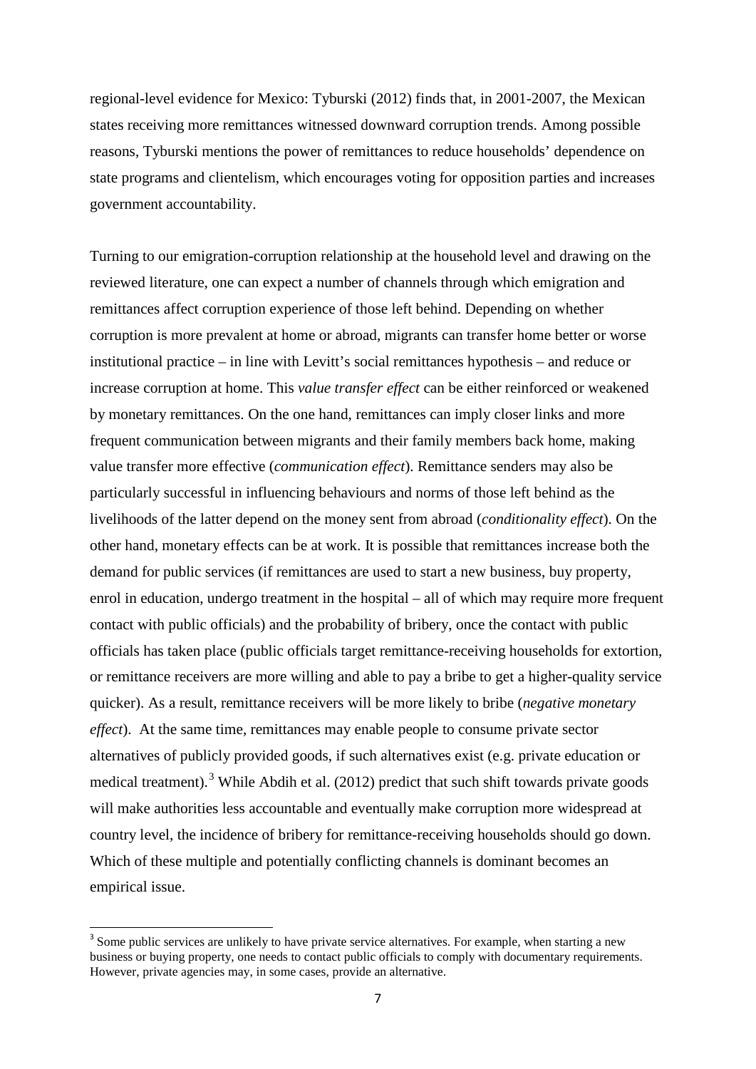regional-level evidence for Mexico: Tyburski (2012) finds that, in 2001-2007, the Mexican states receiving more remittances witnessed downward corruption trends. Among possible reasons, Tyburski mentions the power of remittances to reduce households' dependence on state programs and clientelism, which encourages voting for opposition parties and increases government accountability.

Turning to our emigration-corruption relationship at the household level and drawing on the reviewed literature, one can expect a number of channels through which emigration and remittances affect corruption experience of those left behind. Depending on whether corruption is more prevalent at home or abroad, migrants can transfer home better or worse institutional practice – in line with Levitt's social remittances hypothesis – and reduce or increase corruption at home. This *value transfer effect* can be either reinforced or weakened by monetary remittances. On the one hand, remittances can imply closer links and more frequent communication between migrants and their family members back home, making value transfer more effective (*communication effect*). Remittance senders may also be particularly successful in influencing behaviours and norms of those left behind as the livelihoods of the latter depend on the money sent from abroad (*conditionality effect*). On the other hand, monetary effects can be at work. It is possible that remittances increase both the demand for public services (if remittances are used to start a new business, buy property, enrol in education, undergo treatment in the hospital – all of which may require more frequent contact with public officials) and the probability of bribery, once the contact with public officials has taken place (public officials target remittance-receiving households for extortion, or remittance receivers are more willing and able to pay a bribe to get a higher-quality service quicker). As a result, remittance receivers will be more likely to bribe (*negative monetary effect*). At the same time, remittances may enable people to consume private sector alternatives of publicly provided goods, if such alternatives exist (e.g. private education or medical treatment).[3] While Abdih et al. (2012) predict that such shift towards private goods will make authorities less accountable and eventually make corruption more widespread at country level, the incidence of bribery for remittance-receiving households should go down. Which of these multiple and potentially conflicting channels is dominant becomes an empirical issue.

[3] Some public services are unlikely to have private service alternatives. For example, when starting a new business or buying property, one needs to contact public officials to comply with documentary requirements. However, private agencies may, in some cases, provide an alternative.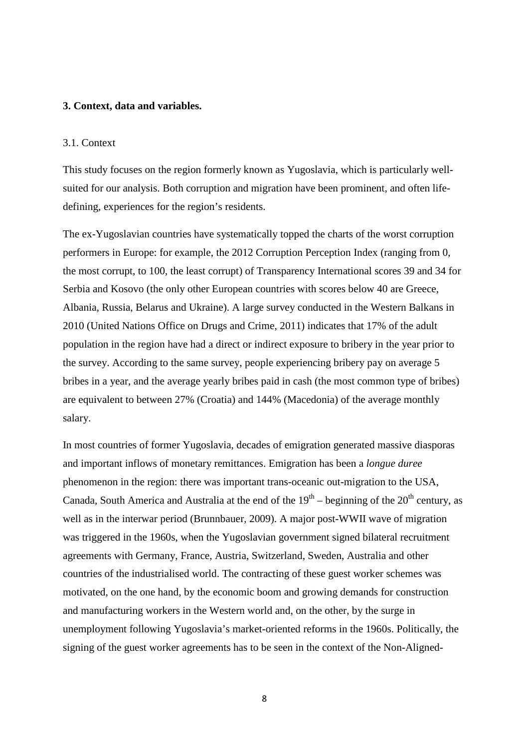## 3. Context, data and variables.

### 3.1. Context

This study focuses on the region formerly known as Yugoslavia, which is particularly well-suited for our analysis. Both corruption and migration have been prominent, and often life-defining, experiences for the region's residents.

The ex-Yugoslavian countries have systematically topped the charts of the worst corruption performers in Europe: for example, the 2012 Corruption Perception Index (ranging from 0, the most corrupt, to 100, the least corrupt) of Transparency International scores 39 and 34 for Serbia and Kosovo (the only other European countries with scores below 40 are Greece, Albania, Russia, Belarus and Ukraine). A large survey conducted in the Western Balkans in 2010 (United Nations Office on Drugs and Crime, 2011) indicates that 17% of the adult population in the region have had a direct or indirect exposure to bribery in the year prior to the survey. According to the same survey, people experiencing bribery pay on average 5 bribes in a year, and the average yearly bribes paid in cash (the most common type of bribes) are equivalent to between 27% (Croatia) and 144% (Macedonia) of the average monthly salary.

In most countries of former Yugoslavia, decades of emigration generated massive diasporas and important inflows of monetary remittances. Emigration has been a *longue duree* phenomenon in the region: there was important trans-oceanic out-migration to the USA, Canada, South America and Australia at the end of the 19th – beginning of the 20th century, as well as in the interwar period (Brunnbauer, 2009). A major post-WWII wave of migration was triggered in the 1960s, when the Yugoslavian government signed bilateral recruitment agreements with Germany, France, Austria, Switzerland, Sweden, Australia and other countries of the industrialised world. The contracting of these guest worker schemes was motivated, on the one hand, by the economic boom and growing demands for construction and manufacturing workers in the Western world and, on the other, by the surge in unemployment following Yugoslavia's market-oriented reforms in the 1960s. Politically, the signing of the guest worker agreements has to be seen in the context of the Non-Aligned-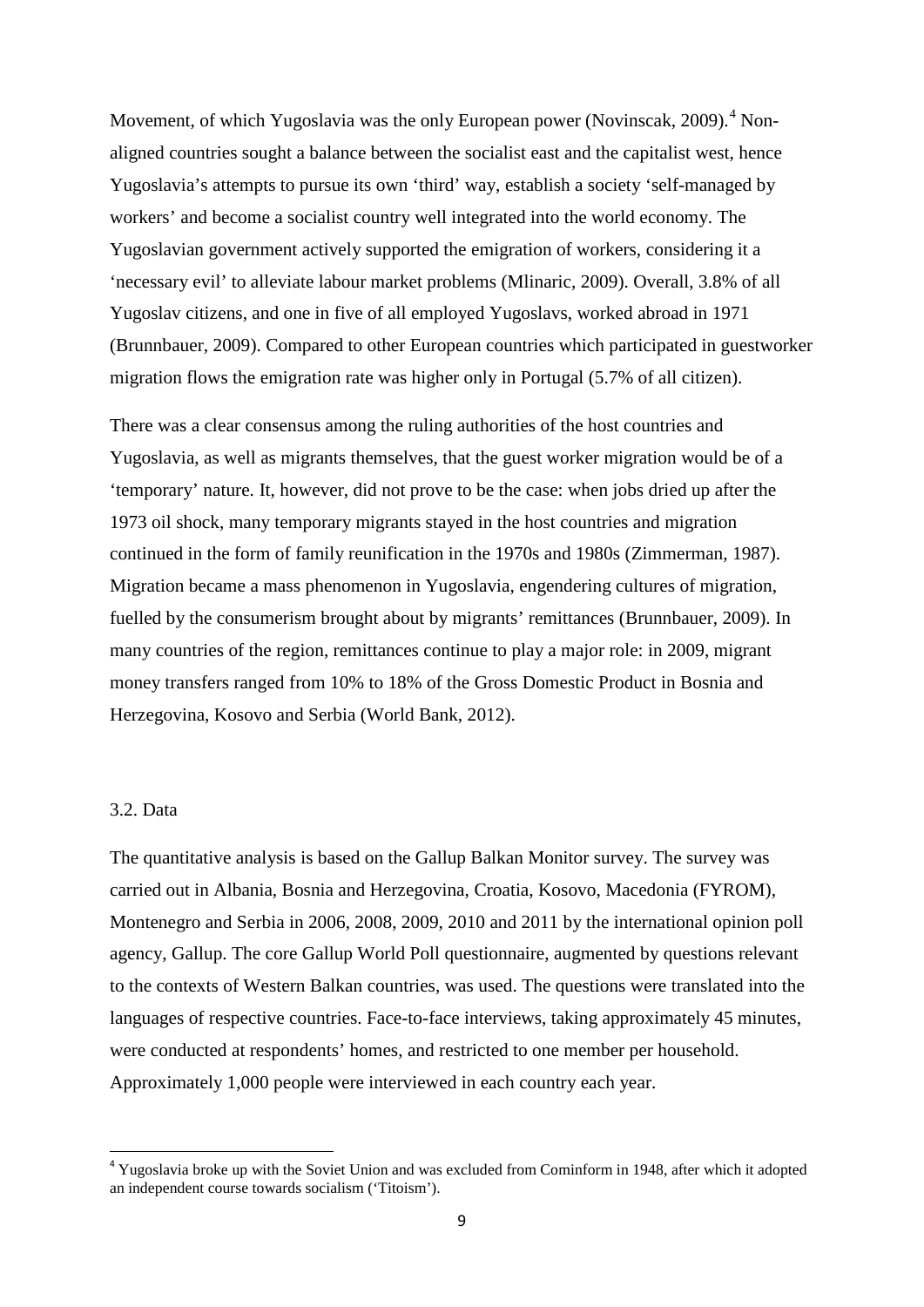Movement, of which Yugoslavia was the only European power (Novinscak, 2009).[4] Non-aligned countries sought a balance between the socialist east and the capitalist west, hence Yugoslavia's attempts to pursue its own 'third' way, establish a society 'self-managed by workers' and become a socialist country well integrated into the world economy. The Yugoslavian government actively supported the emigration of workers, considering it a 'necessary evil' to alleviate labour market problems (Mlinaric, 2009). Overall, 3.8% of all Yugoslav citizens, and one in five of all employed Yugoslavs, worked abroad in 1971 (Brunnbauer, 2009). Compared to other European countries which participated in guestworker migration flows the emigration rate was higher only in Portugal (5.7% of all citizen).

There was a clear consensus among the ruling authorities of the host countries and Yugoslavia, as well as migrants themselves, that the guest worker migration would be of a 'temporary' nature. It, however, did not prove to be the case: when jobs dried up after the 1973 oil shock, many temporary migrants stayed in the host countries and migration continued in the form of family reunification in the 1970s and 1980s (Zimmerman, 1987). Migration became a mass phenomenon in Yugoslavia, engendering cultures of migration, fuelled by the consumerism brought about by migrants' remittances (Brunnbauer, 2009). In many countries of the region, remittances continue to play a major role: in 2009, migrant money transfers ranged from 10% to 18% of the Gross Domestic Product in Bosnia and Herzegovina, Kosovo and Serbia (World Bank, 2012).

### 3.2. Data

The quantitative analysis is based on the Gallup Balkan Monitor survey. The survey was carried out in Albania, Bosnia and Herzegovina, Croatia, Kosovo, Macedonia (FYROM), Montenegro and Serbia in 2006, 2008, 2009, 2010 and 2011 by the international opinion poll agency, Gallup. The core Gallup World Poll questionnaire, augmented by questions relevant to the contexts of Western Balkan countries, was used. The questions were translated into the languages of respective countries. Face-to-face interviews, taking approximately 45 minutes, were conducted at respondents' homes, and restricted to one member per household. Approximately 1,000 people were interviewed in each country each year.

---

[4] Yugoslavia broke up with the Soviet Union and was excluded from Cominform in 1948, after which it adopted an independent course towards socialism ('Titoism').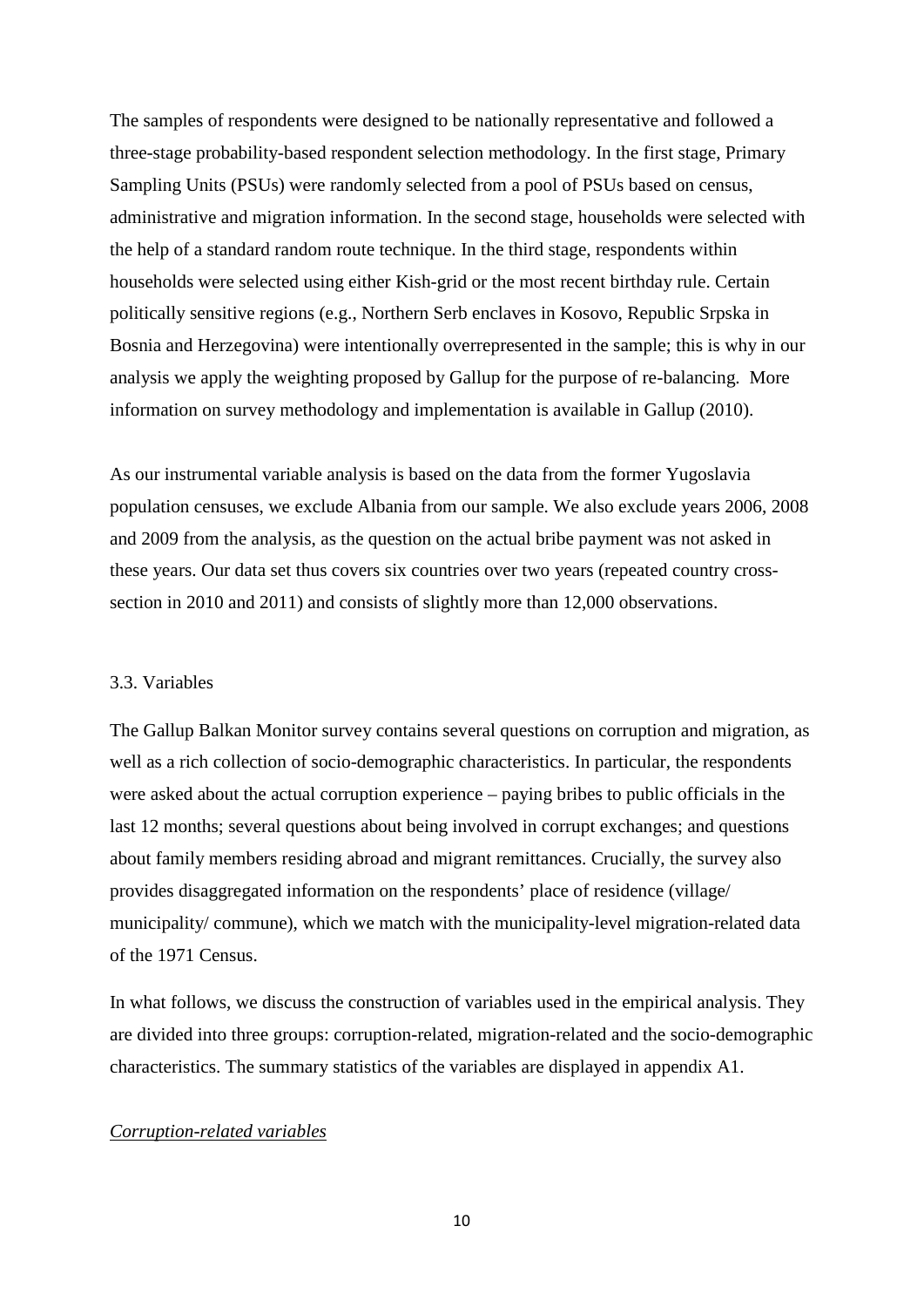The samples of respondents were designed to be nationally representative and followed a three-stage probability-based respondent selection methodology. In the first stage, Primary Sampling Units (PSUs) were randomly selected from a pool of PSUs based on census, administrative and migration information. In the second stage, households were selected with the help of a standard random route technique. In the third stage, respondents within households were selected using either Kish-grid or the most recent birthday rule. Certain politically sensitive regions (e.g., Northern Serb enclaves in Kosovo, Republic Srpska in Bosnia and Herzegovina) were intentionally overrepresented in the sample; this is why in our analysis we apply the weighting proposed by Gallup for the purpose of re-balancing. More information on survey methodology and implementation is available in Gallup (2010).

As our instrumental variable analysis is based on the data from the former Yugoslavia population censuses, we exclude Albania from our sample. We also exclude years 2006, 2008 and 2009 from the analysis, as the question on the actual bribe payment was not asked in these years. Our data set thus covers six countries over two years (repeated country cross-section in 2010 and 2011) and consists of slightly more than 12,000 observations.

### 3.3. Variables

The Gallup Balkan Monitor survey contains several questions on corruption and migration, as well as a rich collection of socio-demographic characteristics. In particular, the respondents were asked about the actual corruption experience – paying bribes to public officials in the last 12 months; several questions about being involved in corrupt exchanges; and questions about family members residing abroad and migrant remittances. Crucially, the survey also provides disaggregated information on the respondents' place of residence (village/ municipality/ commune), which we match with the municipality-level migration-related data of the 1971 Census.

In what follows, we discuss the construction of variables used in the empirical analysis. They are divided into three groups: corruption-related, migration-related and the socio-demographic characteristics. The summary statistics of the variables are displayed in appendix A1.

_Corruption-related variables_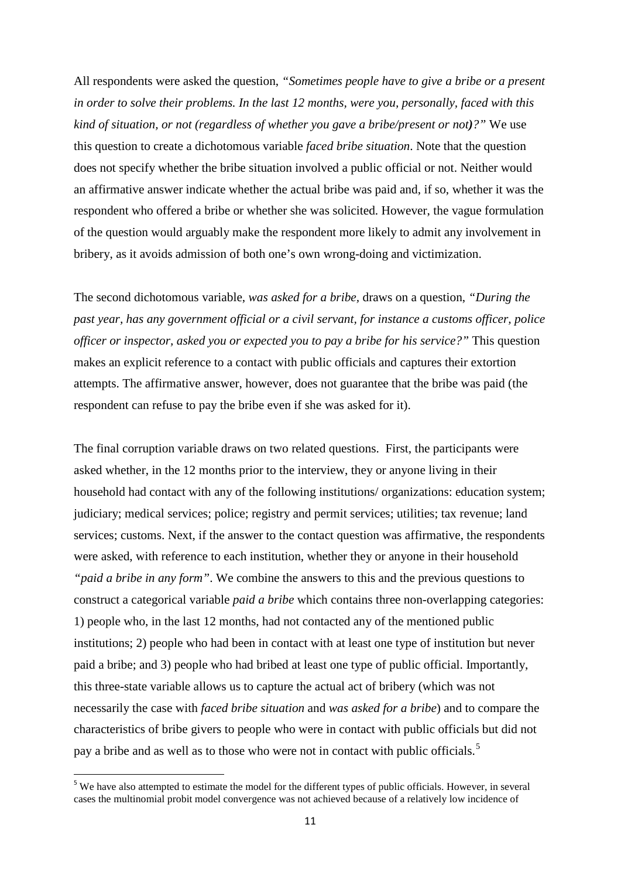All respondents were asked the question, *"Sometimes people have to give a bribe or a present in order to solve their problems. In the last 12 months, were you, personally, faced with this kind of situation, or not (regardless of whether you gave a bribe/present or not)?"* We use this question to create a dichotomous variable *faced bribe situation*. Note that the question does not specify whether the bribe situation involved a public official or not. Neither would an affirmative answer indicate whether the actual bribe was paid and, if so, whether it was the respondent who offered a bribe or whether she was solicited. However, the vague formulation of the question would arguably make the respondent more likely to admit any involvement in bribery, as it avoids admission of both one's own wrong-doing and victimization.

The second dichotomous variable, *was asked for a bribe*, draws on a question, *"During the past year, has any government official or a civil servant, for instance a customs officer, police officer or inspector, asked you or expected you to pay a bribe for his service?"* This question makes an explicit reference to a contact with public officials and captures their extortion attempts. The affirmative answer, however, does not guarantee that the bribe was paid (the respondent can refuse to pay the bribe even if she was asked for it).

The final corruption variable draws on two related questions. First, the participants were asked whether, in the 12 months prior to the interview, they or anyone living in their household had contact with any of the following institutions/ organizations: education system; judiciary; medical services; police; registry and permit services; utilities; tax revenue; land services; customs. Next, if the answer to the contact question was affirmative, the respondents were asked, with reference to each institution, whether they or anyone in their household *"paid a bribe in any form"*. We combine the answers to this and the previous questions to construct a categorical variable *paid a bribe* which contains three non-overlapping categories: 1) people who, in the last 12 months, had not contacted any of the mentioned public institutions; 2) people who had been in contact with at least one type of institution but never paid a bribe; and 3) people who had bribed at least one type of public official. Importantly, this three-state variable allows us to capture the actual act of bribery (which was not necessarily the case with *faced bribe situation* and *was asked for a bribe*) and to compare the characteristics of bribe givers to people who were in contact with public officials but did not pay a bribe and as well as to those who were not in contact with public officials.[5]

[5] We have also attempted to estimate the model for the different types of public officials. However, in several cases the multinomial probit model convergence was not achieved because of a relatively low incidence of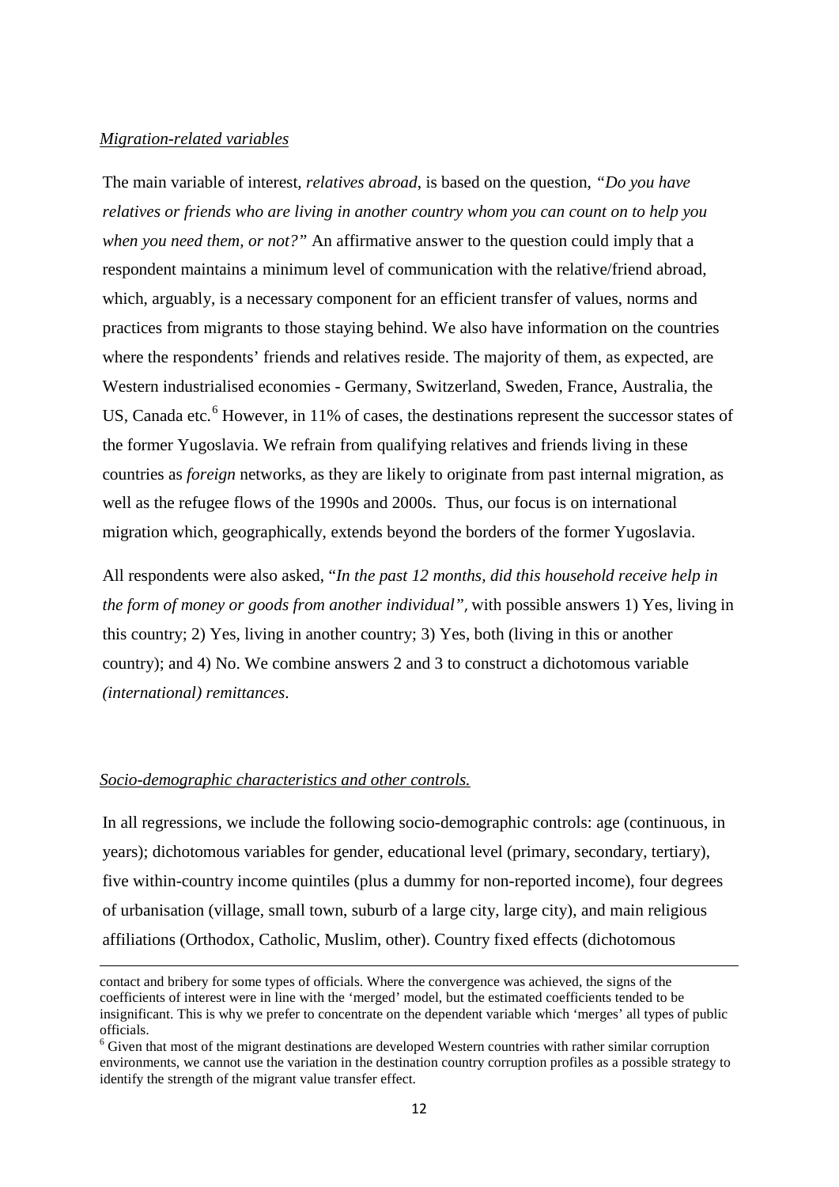*Migration-related variables*

The main variable of interest, *relatives abroad*, is based on the question, *"Do you have relatives or friends who are living in another country whom you can count on to help you when you need them, or not?"* An affirmative answer to the question could imply that a respondent maintains a minimum level of communication with the relative/friend abroad, which, arguably, is a necessary component for an efficient transfer of values, norms and practices from migrants to those staying behind. We also have information on the countries where the respondents' friends and relatives reside. The majority of them, as expected, are Western industrialised economies - Germany, Switzerland, Sweden, France, Australia, the US, Canada etc.[6] However, in 11% of cases, the destinations represent the successor states of the former Yugoslavia. We refrain from qualifying relatives and friends living in these countries as *foreign* networks, as they are likely to originate from past internal migration, as well as the refugee flows of the 1990s and 2000s. Thus, our focus is on international migration which, geographically, extends beyond the borders of the former Yugoslavia.

All respondents were also asked, "*In the past 12 months, did this household receive help in the form of money or goods from another individual",* with possible answers 1) Yes, living in this country; 2) Yes, living in another country; 3) Yes, both (living in this or another country); and 4) No. We combine answers 2 and 3 to construct a dichotomous variable *(international) remittances*.

*Socio-demographic characteristics and other controls.*

In all regressions, we include the following socio-demographic controls: age (continuous, in years); dichotomous variables for gender, educational level (primary, secondary, tertiary), five within-country income quintiles (plus a dummy for non-reported income), four degrees of urbanisation (village, small town, suburb of a large city, large city), and main religious affiliations (Orthodox, Catholic, Muslim, other). Country fixed effects (dichotomous

---

contact and bribery for some types of officials. Where the convergence was achieved, the signs of the coefficients of interest were in line with the 'merged' model, but the estimated coefficients tended to be insignificant. This is why we prefer to concentrate on the dependent variable which 'merges' all types of public officials.

[6] Given that most of the migrant destinations are developed Western countries with rather similar corruption environments, we cannot use the variation in the destination country corruption profiles as a possible strategy to identify the strength of the migrant value transfer effect.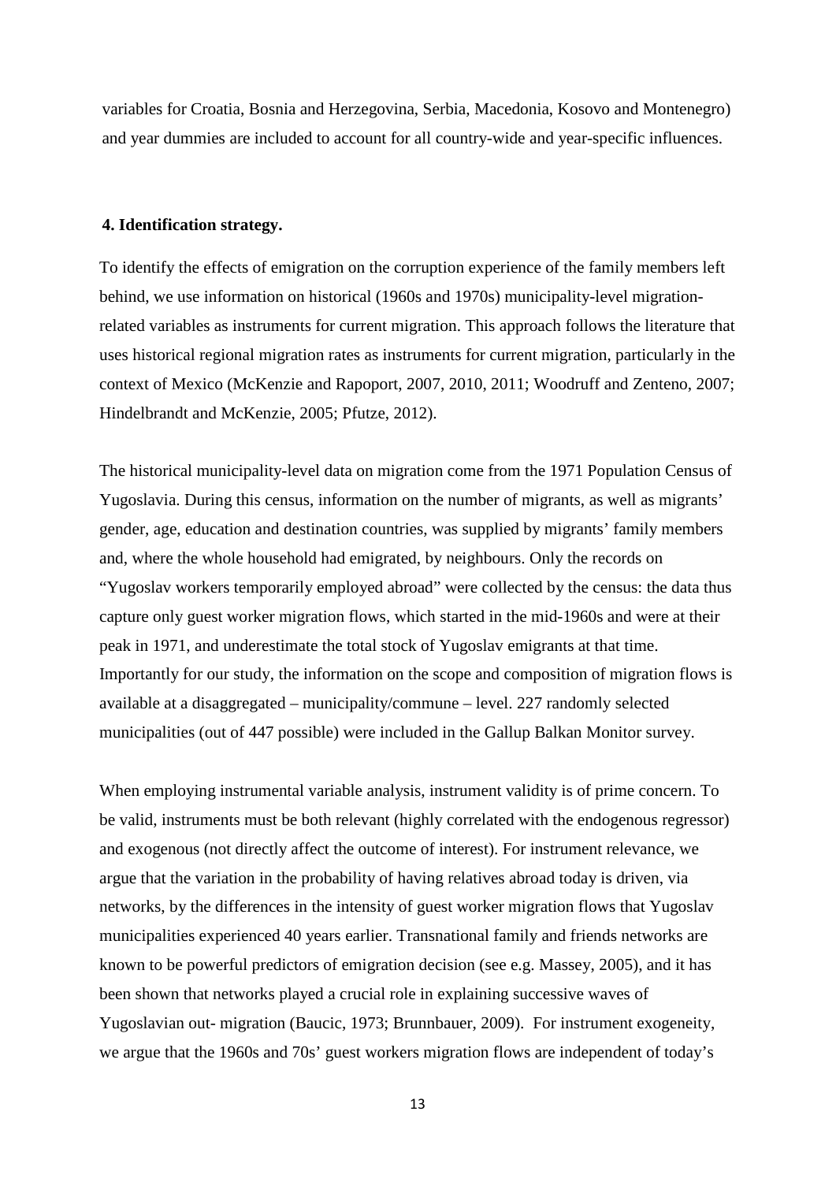variables for Croatia, Bosnia and Herzegovina, Serbia, Macedonia, Kosovo and Montenegro) and year dummies are included to account for all country-wide and year-specific influences.

## 4. Identification strategy.

To identify the effects of emigration on the corruption experience of the family members left behind, we use information on historical (1960s and 1970s) municipality-level migration-related variables as instruments for current migration. This approach follows the literature that uses historical regional migration rates as instruments for current migration, particularly in the context of Mexico (McKenzie and Rapoport, 2007, 2010, 2011; Woodruff and Zenteno, 2007; Hindelbrandt and McKenzie, 2005; Pfutze, 2012).

The historical municipality-level data on migration come from the 1971 Population Census of Yugoslavia. During this census, information on the number of migrants, as well as migrants' gender, age, education and destination countries, was supplied by migrants' family members and, where the whole household had emigrated, by neighbours. Only the records on "Yugoslav workers temporarily employed abroad" were collected by the census: the data thus capture only guest worker migration flows, which started in the mid-1960s and were at their peak in 1971, and underestimate the total stock of Yugoslav emigrants at that time. Importantly for our study, the information on the scope and composition of migration flows is available at a disaggregated – municipality/commune – level. 227 randomly selected municipalities (out of 447 possible) were included in the Gallup Balkan Monitor survey.

When employing instrumental variable analysis, instrument validity is of prime concern. To be valid, instruments must be both relevant (highly correlated with the endogenous regressor) and exogenous (not directly affect the outcome of interest). For instrument relevance, we argue that the variation in the probability of having relatives abroad today is driven, via networks, by the differences in the intensity of guest worker migration flows that Yugoslav municipalities experienced 40 years earlier. Transnational family and friends networks are known to be powerful predictors of emigration decision (see e.g. Massey, 2005), and it has been shown that networks played a crucial role in explaining successive waves of Yugoslavian out- migration (Baucic, 1973; Brunnbauer, 2009). For instrument exogeneity, we argue that the 1960s and 70s' guest workers migration flows are independent of today's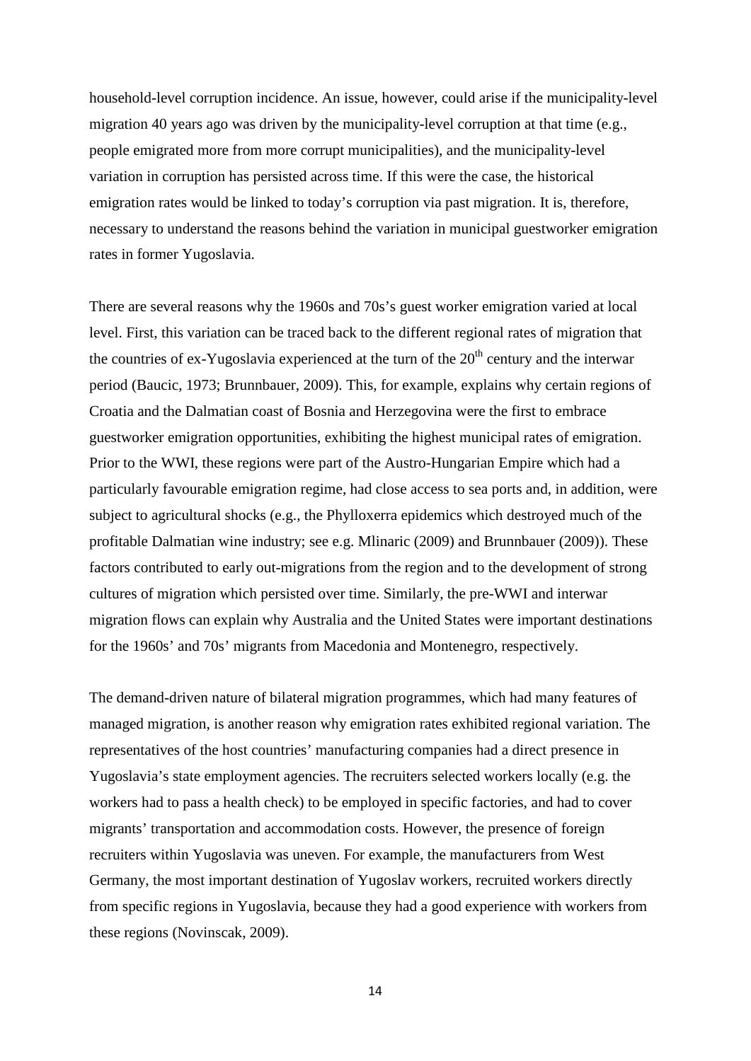household-level corruption incidence. An issue, however, could arise if the municipality-level migration 40 years ago was driven by the municipality-level corruption at that time (e.g., people emigrated more from more corrupt municipalities), and the municipality-level variation in corruption has persisted across time. If this were the case, the historical emigration rates would be linked to today's corruption via past migration. It is, therefore, necessary to understand the reasons behind the variation in municipal guestworker emigration rates in former Yugoslavia.

There are several reasons why the 1960s and 70s's guest worker emigration varied at local level. First, this variation can be traced back to the different regional rates of migration that the countries of ex-Yugoslavia experienced at the turn of the 20th century and the interwar period (Baucic, 1973; Brunnbauer, 2009). This, for example, explains why certain regions of Croatia and the Dalmatian coast of Bosnia and Herzegovina were the first to embrace guestworker emigration opportunities, exhibiting the highest municipal rates of emigration. Prior to the WWI, these regions were part of the Austro-Hungarian Empire which had a particularly favourable emigration regime, had close access to sea ports and, in addition, were subject to agricultural shocks (e.g., the Phylloxerra epidemics which destroyed much of the profitable Dalmatian wine industry; see e.g. Mlinaric (2009) and Brunnbauer (2009)). These factors contributed to early out-migrations from the region and to the development of strong cultures of migration which persisted over time. Similarly, the pre-WWI and interwar migration flows can explain why Australia and the United States were important destinations for the 1960s' and 70s' migrants from Macedonia and Montenegro, respectively.

The demand-driven nature of bilateral migration programmes, which had many features of managed migration, is another reason why emigration rates exhibited regional variation. The representatives of the host countries' manufacturing companies had a direct presence in Yugoslavia's state employment agencies. The recruiters selected workers locally (e.g. the workers had to pass a health check) to be employed in specific factories, and had to cover migrants' transportation and accommodation costs. However, the presence of foreign recruiters within Yugoslavia was uneven. For example, the manufacturers from West Germany, the most important destination of Yugoslav workers, recruited workers directly from specific regions in Yugoslavia, because they had a good experience with workers from these regions (Novinscak, 2009).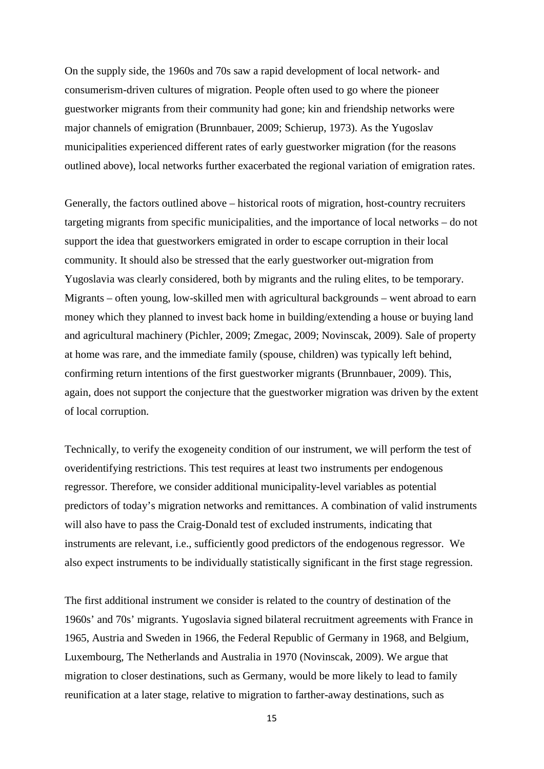On the supply side, the 1960s and 70s saw a rapid development of local network- and consumerism-driven cultures of migration. People often used to go where the pioneer guestworker migrants from their community had gone; kin and friendship networks were major channels of emigration (Brunnbauer, 2009; Schierup, 1973). As the Yugoslav municipalities experienced different rates of early guestworker migration (for the reasons outlined above), local networks further exacerbated the regional variation of emigration rates.

Generally, the factors outlined above – historical roots of migration, host-country recruiters targeting migrants from specific municipalities, and the importance of local networks – do not support the idea that guestworkers emigrated in order to escape corruption in their local community. It should also be stressed that the early guestworker out-migration from Yugoslavia was clearly considered, both by migrants and the ruling elites, to be temporary. Migrants – often young, low-skilled men with agricultural backgrounds – went abroad to earn money which they planned to invest back home in building/extending a house or buying land and agricultural machinery (Pichler, 2009; Zmegac, 2009; Novinscak, 2009). Sale of property at home was rare, and the immediate family (spouse, children) was typically left behind, confirming return intentions of the first guestworker migrants (Brunnbauer, 2009). This, again, does not support the conjecture that the guestworker migration was driven by the extent of local corruption.

Technically, to verify the exogeneity condition of our instrument, we will perform the test of overidentifying restrictions. This test requires at least two instruments per endogenous regressor. Therefore, we consider additional municipality-level variables as potential predictors of today's migration networks and remittances. A combination of valid instruments will also have to pass the Craig-Donald test of excluded instruments, indicating that instruments are relevant, i.e., sufficiently good predictors of the endogenous regressor. We also expect instruments to be individually statistically significant in the first stage regression.

The first additional instrument we consider is related to the country of destination of the 1960s' and 70s' migrants. Yugoslavia signed bilateral recruitment agreements with France in 1965, Austria and Sweden in 1966, the Federal Republic of Germany in 1968, and Belgium, Luxembourg, The Netherlands and Australia in 1970 (Novinscak, 2009). We argue that migration to closer destinations, such as Germany, would be more likely to lead to family reunification at a later stage, relative to migration to farther-away destinations, such as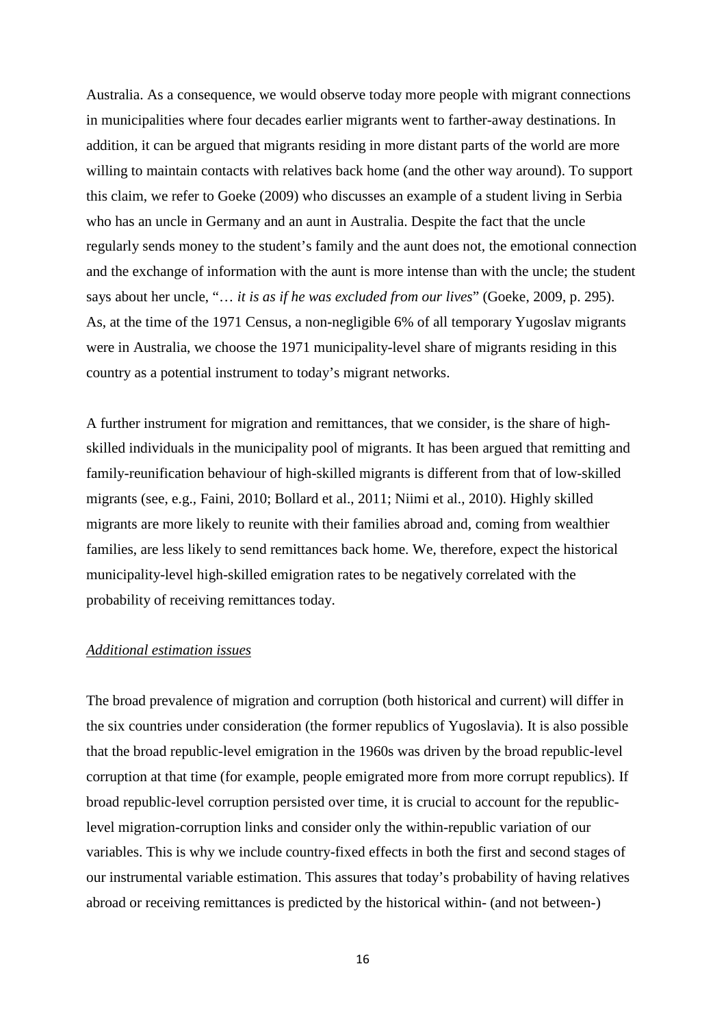Australia. As a consequence, we would observe today more people with migrant connections in municipalities where four decades earlier migrants went to farther-away destinations. In addition, it can be argued that migrants residing in more distant parts of the world are more willing to maintain contacts with relatives back home (and the other way around). To support this claim, we refer to Goeke (2009) who discusses an example of a student living in Serbia who has an uncle in Germany and an aunt in Australia. Despite the fact that the uncle regularly sends money to the student's family and the aunt does not, the emotional connection and the exchange of information with the aunt is more intense than with the uncle; the student says about her uncle, "*… it is as if he was excluded from our lives*" (Goeke, 2009, p. 295). As, at the time of the 1971 Census, a non-negligible 6% of all temporary Yugoslav migrants were in Australia, we choose the 1971 municipality-level share of migrants residing in this country as a potential instrument to today's migrant networks.

A further instrument for migration and remittances, that we consider, is the share of high-skilled individuals in the municipality pool of migrants. It has been argued that remitting and family-reunification behaviour of high-skilled migrants is different from that of low-skilled migrants (see, e.g., Faini, 2010; Bollard et al., 2011; Niimi et al., 2010). Highly skilled migrants are more likely to reunite with their families abroad and, coming from wealthier families, are less likely to send remittances back home. We, therefore, expect the historical municipality-level high-skilled emigration rates to be negatively correlated with the probability of receiving remittances today.

*Additional estimation issues*

The broad prevalence of migration and corruption (both historical and current) will differ in the six countries under consideration (the former republics of Yugoslavia). It is also possible that the broad republic-level emigration in the 1960s was driven by the broad republic-level corruption at that time (for example, people emigrated more from more corrupt republics). If broad republic-level corruption persisted over time, it is crucial to account for the republic-level migration-corruption links and consider only the within-republic variation of our variables. This is why we include country-fixed effects in both the first and second stages of our instrumental variable estimation. This assures that today's probability of having relatives abroad or receiving remittances is predicted by the historical within- (and not between-)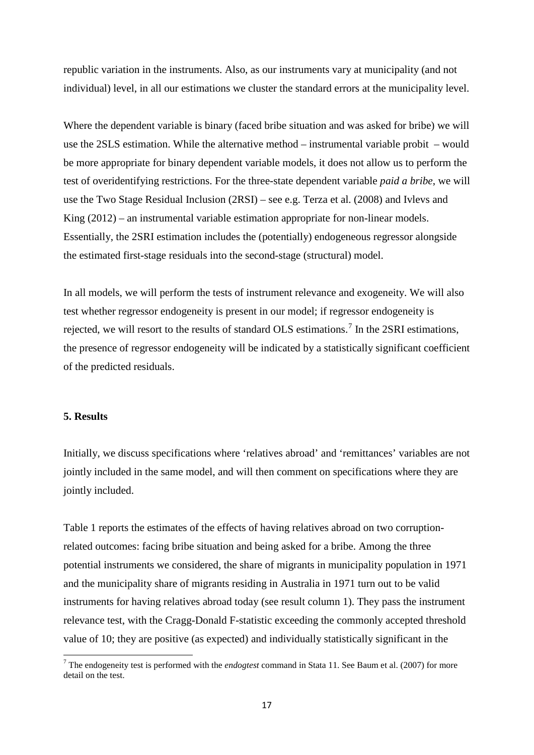republic variation in the instruments. Also, as our instruments vary at municipality (and not individual) level, in all our estimations we cluster the standard errors at the municipality level.

Where the dependent variable is binary (faced bribe situation and was asked for bribe) we will use the 2SLS estimation. While the alternative method – instrumental variable probit – would be more appropriate for binary dependent variable models, it does not allow us to perform the test of overidentifying restrictions. For the three-state dependent variable *paid a bribe*, we will use the Two Stage Residual Inclusion (2RSI) – see e.g. Terza et al. (2008) and Ivlevs and King (2012) – an instrumental variable estimation appropriate for non-linear models. Essentially, the 2SRI estimation includes the (potentially) endogeneous regressor alongside the estimated first-stage residuals into the second-stage (structural) model.

In all models, we will perform the tests of instrument relevance and exogeneity. We will also test whether regressor endogeneity is present in our model; if regressor endogeneity is rejected, we will resort to the results of standard OLS estimations.[7] In the 2SRI estimations, the presence of regressor endogeneity will be indicated by a statistically significant coefficient of the predicted residuals.

### 5. Results

Initially, we discuss specifications where 'relatives abroad' and 'remittances' variables are not jointly included in the same model, and will then comment on specifications where they are jointly included.

Table 1 reports the estimates of the effects of having relatives abroad on two corruption-related outcomes: facing bribe situation and being asked for a bribe. Among the three potential instruments we considered, the share of migrants in municipality population in 1971 and the municipality share of migrants residing in Australia in 1971 turn out to be valid instruments for having relatives abroad today (see result column 1). They pass the instrument relevance test, with the Cragg-Donald F-statistic exceeding the commonly accepted threshold value of 10; they are positive (as expected) and individually statistically significant in the

[7] The endogeneity test is performed with the *endogtest* command in Stata 11. See Baum et al. (2007) for more detail on the test.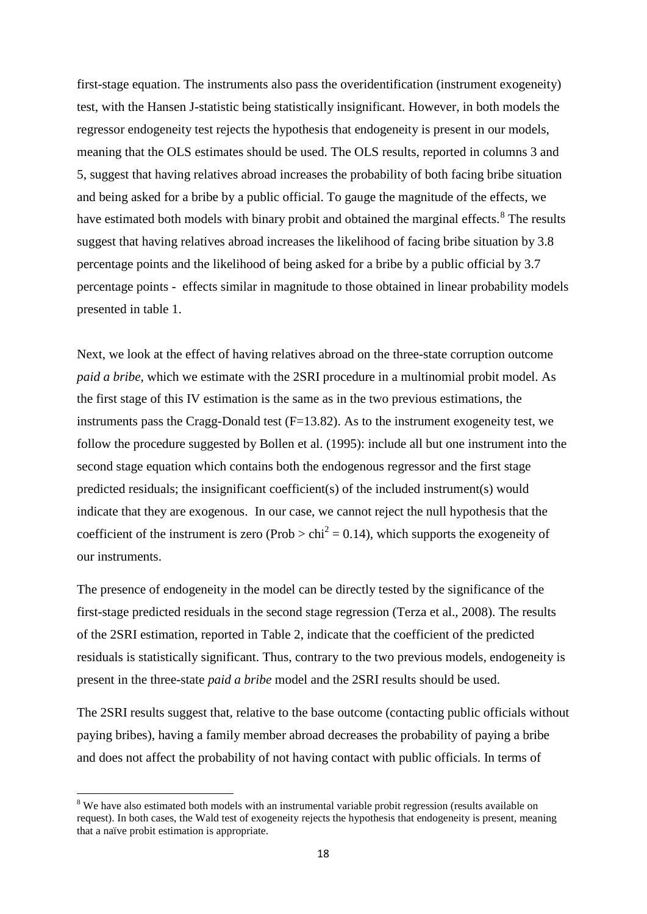first-stage equation. The instruments also pass the overidentification (instrument exogeneity) test, with the Hansen J-statistic being statistically insignificant. However, in both models the regressor endogeneity test rejects the hypothesis that endogeneity is present in our models, meaning that the OLS estimates should be used. The OLS results, reported in columns 3 and 5, suggest that having relatives abroad increases the probability of both facing bribe situation and being asked for a bribe by a public official. To gauge the magnitude of the effects, we have estimated both models with binary probit and obtained the marginal effects.[8] The results suggest that having relatives abroad increases the likelihood of facing bribe situation by 3.8 percentage points and the likelihood of being asked for a bribe by a public official by 3.7 percentage points - effects similar in magnitude to those obtained in linear probability models presented in table 1.

Next, we look at the effect of having relatives abroad on the three-state corruption outcome *paid a bribe*, which we estimate with the 2SRI procedure in a multinomial probit model. As the first stage of this IV estimation is the same as in the two previous estimations, the instruments pass the Cragg-Donald test (F=13.82). As to the instrument exogeneity test, we follow the procedure suggested by Bollen et al. (1995): include all but one instrument into the second stage equation which contains both the endogenous regressor and the first stage predicted residuals; the insignificant coefficient(s) of the included instrument(s) would indicate that they are exogenous. In our case, we cannot reject the null hypothesis that the coefficient of the instrument is zero (Prob > $\text{chi}^2 = 0.14$), which supports the exogeneity of our instruments.

The presence of endogeneity in the model can be directly tested by the significance of the first-stage predicted residuals in the second stage regression (Terza et al., 2008). The results of the 2SRI estimation, reported in Table 2, indicate that the coefficient of the predicted residuals is statistically significant. Thus, contrary to the two previous models, endogeneity is present in the three-state *paid a bribe* model and the 2SRI results should be used.

The 2SRI results suggest that, relative to the base outcome (contacting public officials without paying bribes), having a family member abroad decreases the probability of paying a bribe and does not affect the probability of not having contact with public officials. In terms of

[8] We have also estimated both models with an instrumental variable probit regression (results available on request). In both cases, the Wald test of exogeneity rejects the hypothesis that endogeneity is present, meaning that a naïve probit estimation is appropriate.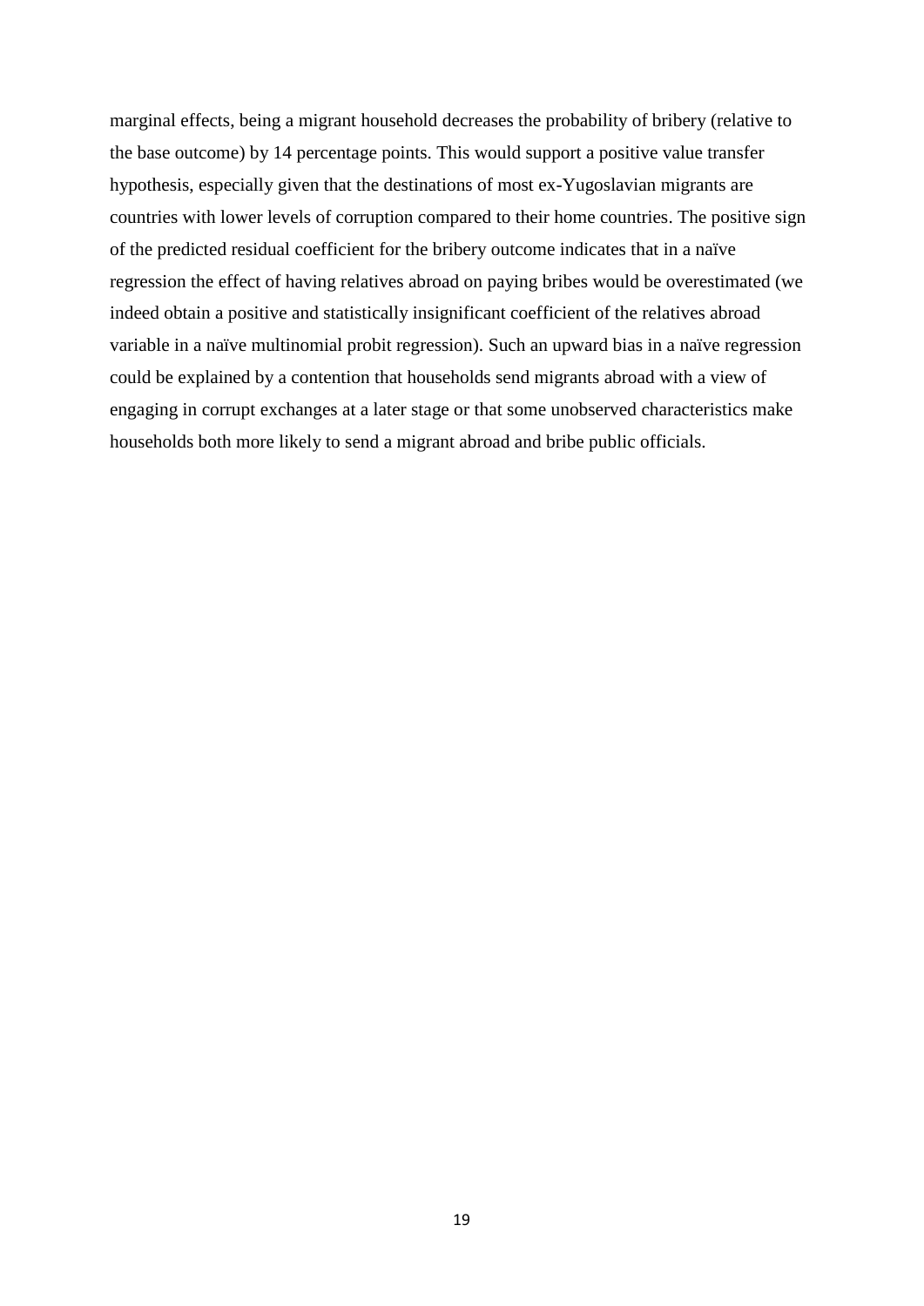marginal effects, being a migrant household decreases the probability of bribery (relative to the base outcome) by 14 percentage points. This would support a positive value transfer hypothesis, especially given that the destinations of most ex-Yugoslavian migrants are countries with lower levels of corruption compared to their home countries. The positive sign of the predicted residual coefficient for the bribery outcome indicates that in a naïve regression the effect of having relatives abroad on paying bribes would be overestimated (we indeed obtain a positive and statistically insignificant coefficient of the relatives abroad variable in a naïve multinomial probit regression). Such an upward bias in a naïve regression could be explained by a contention that households send migrants abroad with a view of engaging in corrupt exchanges at a later stage or that some unobserved characteristics make households both more likely to send a migrant abroad and bribe public officials.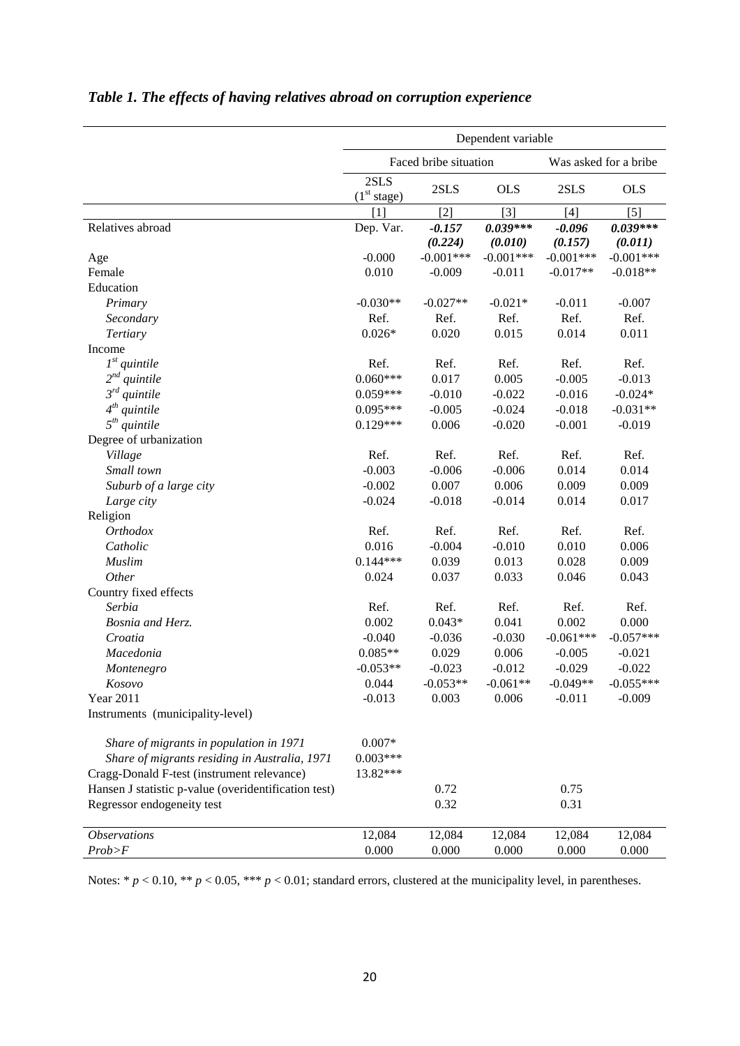*Table 1. The effects of having relatives abroad on corruption experience*

| | Dependent variable | | | | |
|---|---|---|---|---|---|
| | Faced bribe situation | | | Was asked for a bribe | |
| | 2SLS (1[st] stage) | 2SLS | OLS | 2SLS | OLS |
| | [1] | [2] | [3] | [4] | [5] |
| Relatives abroad | Dep. Var. | ***-0.157*** | ***0.039**\**** | ***-0.096*** | ***0.039**\**** |
| | | ***(0.224)*** | ***(0.010)*** | ***(0.157)*** | ***(0.011)*** |
| Age | -0.000 | -0.001*** | -0.001*** | -0.001*** | -0.001*** |
| Female | 0.010 | -0.009 | -0.011 | -0.017** | -0.018** |
| Education | | | | | |
| *Primary* | -0.030** | -0.027** | -0.021* | -0.011 | -0.007 |
| *Secondary* | Ref. | Ref. | Ref. | Ref. | Ref. |
| *Tertiary* | 0.026* | 0.020 | 0.015 | 0.014 | 0.011 |
| Income | | | | | |
| *1[st] quintile* | Ref. | Ref. | Ref. | Ref. | Ref. |
| *2[nd] quintile* | 0.060*** | 0.017 | 0.005 | -0.005 | -0.013 |
| *3[rd] quintile* | 0.059*** | -0.010 | -0.022 | -0.016 | -0.024* |
| *4[th] quintile* | 0.095*** | -0.005 | -0.024 | -0.018 | -0.031** |
| *5[th] quintile* | 0.129*** | 0.006 | -0.020 | -0.001 | -0.019 |
| Degree of urbanization | | | | | |
| *Village* | Ref. | Ref. | Ref. | Ref. | Ref. |
| *Small town* | -0.003 | -0.006 | -0.006 | 0.014 | 0.014 |
| *Suburb of a large city* | -0.002 | 0.007 | 0.006 | 0.009 | 0.009 |
| *Large city* | -0.024 | -0.018 | -0.014 | 0.014 | 0.017 |
| Religion | | | | | |
| *Orthodox* | Ref. | Ref. | Ref. | Ref. | Ref. |
| *Catholic* | 0.016 | -0.004 | -0.010 | 0.010 | 0.006 |
| *Muslim* | 0.144*** | 0.039 | 0.013 | 0.028 | 0.009 |
| *Other* | 0.024 | 0.037 | 0.033 | 0.046 | 0.043 |
| Country fixed effects | | | | | |
| *Serbia* | Ref. | Ref. | Ref. | Ref. | Ref. |
| *Bosnia and Herz.* | 0.002 | 0.043* | 0.041 | 0.002 | 0.000 |
| *Croatia* | -0.040 | -0.036 | -0.030 | -0.061*** | -0.057*** |
| *Macedonia* | 0.085** | 0.029 | 0.006 | -0.005 | -0.021 |
| *Montenegro* | -0.053** | -0.023 | -0.012 | -0.029 | -0.022 |
| *Kosovo* | 0.044 | -0.053** | -0.061** | -0.049** | -0.055*** |
| Year 2011 | -0.013 | 0.003 | 0.006 | -0.011 | -0.009 |
| Instruments (municipality-level) | | | | | |
| *Share of migrants in population in 1971* | 0.007* | | | | |
| *Share of migrants residing in Australia, 1971* | 0.003*** | | | | |
| Cragg-Donald F-test (instrument relevance) | 13.82*** | | | | |
| Hansen J statistic p-value (overidentification test) | | 0.72 | | 0.75 | |
| Regressor endogeneity test | | 0.32 | | 0.31 | |
| *Observations* | 12,084 | 12,084 | 12,084 | 12,084 | 12,084 |
| *Prob>F* | 0.000 | 0.000 | 0.000 | 0.000 | 0.000 |

Notes: * $p < 0.10$, ** $p < 0.05$, *** $p < 0.01$; standard errors, clustered at the municipality level, in parentheses.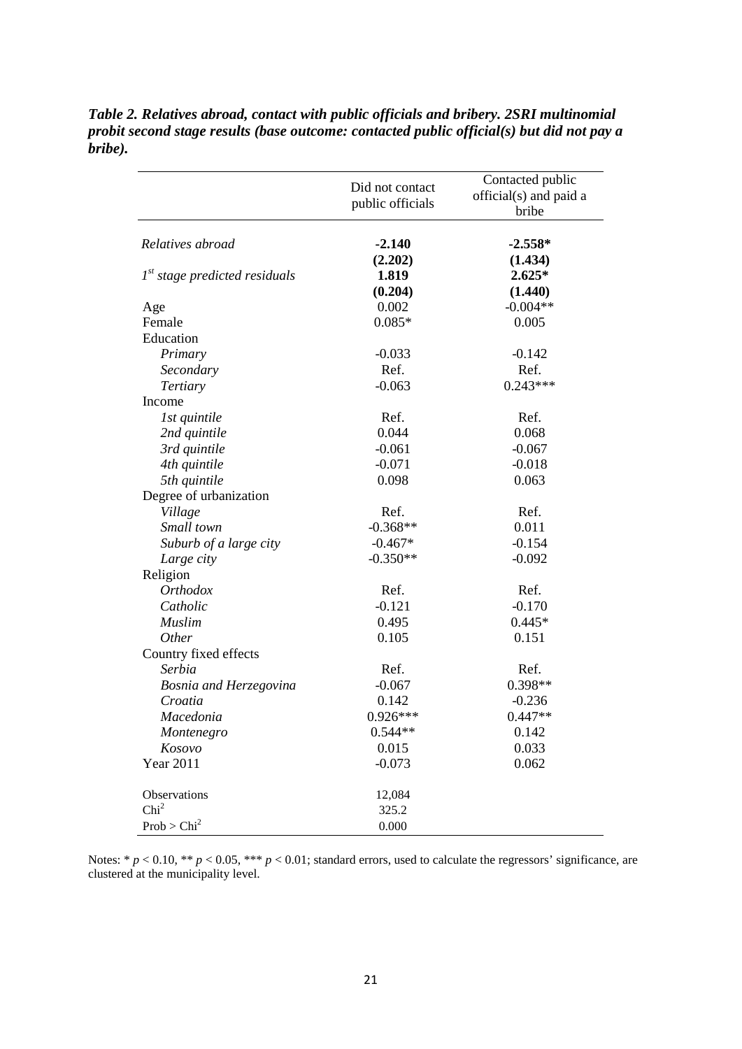***Table 2. Relatives abroad, contact with public officials and bribery. 2SRI multinomial probit second stage results (base outcome: contacted public official(s) but did not pay a bribe).***

| | Did not contact public officials | Contacted public official(s) and paid a bribe |
|---|---|---|
| *Relatives abroad* | **-2.140** | **-2.558*** |
| | **(2.202)** | **(1.434)** |
| *1st stage predicted residuals* | **1.819** | **2.625*** |
| | **(0.204)** | **(1.440)** |
| Age | 0.002 | -0.004** |
| Female | 0.085* | 0.005 |
| Education | | |
| *Primary* | -0.033 | -0.142 |
| *Secondary* | Ref. | Ref. |
| *Tertiary* | -0.063 | 0.243*** |
| Income | | |
| *1st quintile* | Ref. | Ref. |
| *2nd quintile* | 0.044 | 0.068 |
| *3rd quintile* | -0.061 | -0.067 |
| *4th quintile* | -0.071 | -0.018 |
| *5th quintile* | 0.098 | 0.063 |
| Degree of urbanization | | |
| *Village* | Ref. | Ref. |
| *Small town* | -0.368** | 0.011 |
| *Suburb of a large city* | -0.467* | -0.154 |
| *Large city* | -0.350** | -0.092 |
| Religion | | |
| *Orthodox* | Ref. | Ref. |
| *Catholic* | -0.121 | -0.170 |
| *Muslim* | 0.495 | 0.445* |
| *Other* | 0.105 | 0.151 |
| Country fixed effects | | |
| *Serbia* | Ref. | Ref. |
| *Bosnia and Herzegovina* | -0.067 | 0.398** |
| *Croatia* | 0.142 | -0.236 |
| *Macedonia* | 0.926*** | 0.447** |
| *Montenegro* | 0.544** | 0.142 |
| *Kosovo* | 0.015 | 0.033 |
| Year 2011 | -0.073 | 0.062 |
| Observations | 12,084 | |
| $Chi^2$ | 325.2 | |
| Prob > $Chi^2$ | 0.000 | |

Notes: * $p < 0.10$, ** $p < 0.05$, *** $p < 0.01$; standard errors, used to calculate the regressors' significance, are clustered at the municipality level.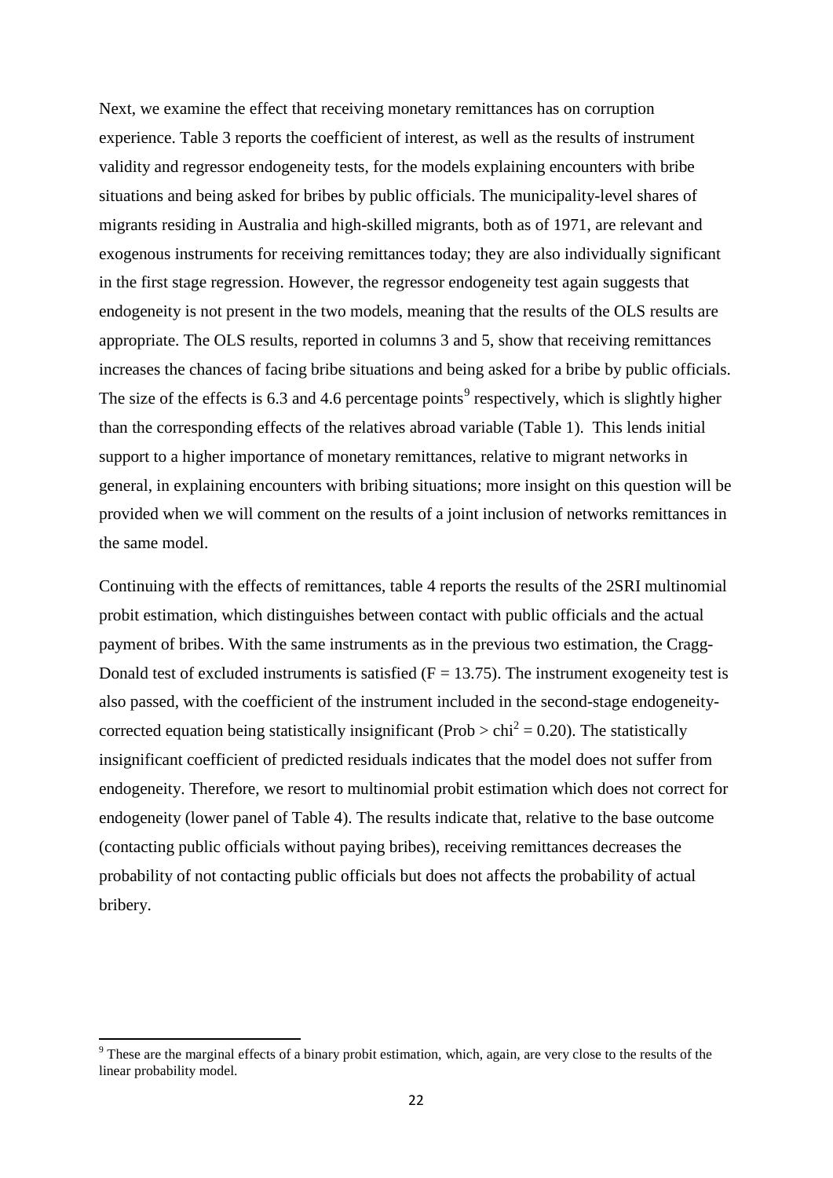Next, we examine the effect that receiving monetary remittances has on corruption experience. Table 3 reports the coefficient of interest, as well as the results of instrument validity and regressor endogeneity tests, for the models explaining encounters with bribe situations and being asked for bribes by public officials. The municipality-level shares of migrants residing in Australia and high-skilled migrants, both as of 1971, are relevant and exogenous instruments for receiving remittances today; they are also individually significant in the first stage regression. However, the regressor endogeneity test again suggests that endogeneity is not present in the two models, meaning that the results of the OLS results are appropriate. The OLS results, reported in columns 3 and 5, show that receiving remittances increases the chances of facing bribe situations and being asked for a bribe by public officials. The size of the effects is 6.3 and 4.6 percentage points[9] respectively, which is slightly higher than the corresponding effects of the relatives abroad variable (Table 1). This lends initial support to a higher importance of monetary remittances, relative to migrant networks in general, in explaining encounters with bribing situations; more insight on this question will be provided when we will comment on the results of a joint inclusion of networks remittances in the same model.

Continuing with the effects of remittances, table 4 reports the results of the 2SRI multinomial probit estimation, which distinguishes between contact with public officials and the actual payment of bribes. With the same instruments as in the previous two estimation, the Cragg-Donald test of excluded instruments is satisfied ($F = 13.75$). The instrument exogeneity test is also passed, with the coefficient of the instrument included in the second-stage endogeneity-corrected equation being statistically insignificant ($Prob > chi^2 = 0.20$). The statistically insignificant coefficient of predicted residuals indicates that the model does not suffer from endogeneity. Therefore, we resort to multinomial probit estimation which does not correct for endogeneity (lower panel of Table 4). The results indicate that, relative to the base outcome (contacting public officials without paying bribes), receiving remittances decreases the probability of not contacting public officials but does not affects the probability of actual bribery.

---

[9] These are the marginal effects of a binary probit estimation, which, again, are very close to the results of the linear probability model.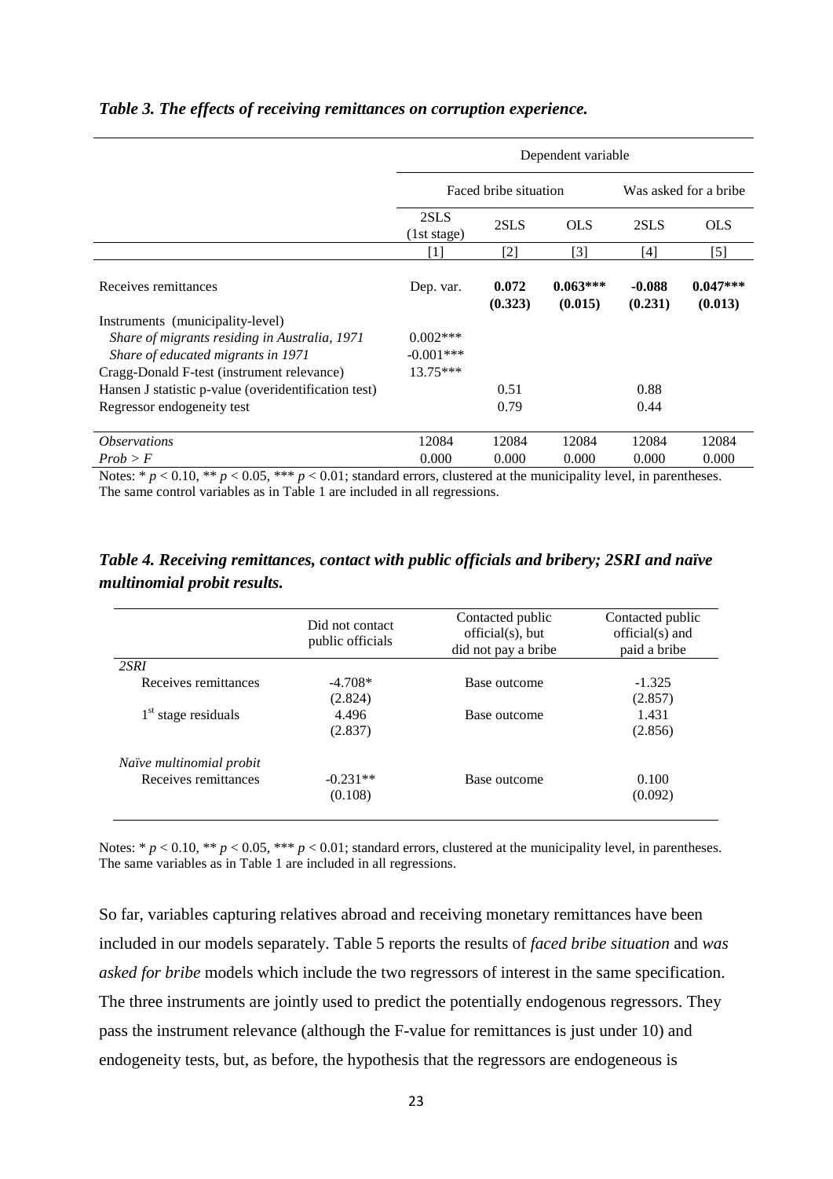***Table 3. The effects of receiving remittances on corruption experience.***

| | Dependent variable | | | | |
|---|---|---|---|---|---|
| | Faced bribe situation | | | Was asked for a bribe | |
| | 2SLS (1st stage) | 2SLS | OLS | 2SLS | OLS |
| | [1] | [2] | [3] | [4] | [5] |
| Receives remittances | Dep. var. | **0.072** **(0.323)** | **0.063\*\*\*** **(0.015)** | **-0.088** **(0.231)** | **0.047\*\*\*** **(0.013)** |
| Instruments (municipality-level) | | | | | |
| *Share of migrants residing in Australia, 1971* | 0.002\*\*\* | | | | |
| *Share of educated migrants in 1971* | -0.001\*\*\* | | | | |
| Cragg-Donald F-test (instrument relevance) | 13.75\*\*\* | | | | |
| Hansen J statistic p-value (overidentification test) | | 0.51 | | 0.88 | |
| Regressor endogeneity test | | 0.79 | | 0.44 | |
| *Observations* | 12084 | 12084 | 12084 | 12084 | 12084 |
| *Prob > F* | 0.000 | 0.000 | 0.000 | 0.000 | 0.000 |

Notes: * $p < 0.10$, ** $p < 0.05$, *** $p < 0.01$; standard errors, clustered at the municipality level, in parentheses. The same control variables as in Table 1 are included in all regressions.

***Table 4. Receiving remittances, contact with public officials and bribery; 2SRI and naïve multinomial probit results.***

| | Did not contact public officials | Contacted public official(s), but did not pay a bribe | Contacted public official(s) and paid a bribe |
|---|---|---|---|
| *2SRI* | | | |
| Receives remittances | -4.708* (2.824) | Base outcome | -1.325 (2.857) |
| 1st stage residuals | 4.496 (2.837) | Base outcome | 1.431 (2.856) |
| *Naïve multinomial probit* | | | |
| Receives remittances | -0.231** (0.108) | Base outcome | 0.100 (0.092) |

Notes: * $p < 0.10$, ** $p < 0.05$, *** $p < 0.01$; standard errors, clustered at the municipality level, in parentheses. The same variables as in Table 1 are included in all regressions.

So far, variables capturing relatives abroad and receiving monetary remittances have been included in our models separately. Table 5 reports the results of *faced bribe situation* and *was asked for bribe* models which include the two regressors of interest in the same specification. The three instruments are jointly used to predict the potentially endogenous regressors. They pass the instrument relevance (although the F-value for remittances is just under 10) and endogeneity tests, but, as before, the hypothesis that the regressors are endogeneous is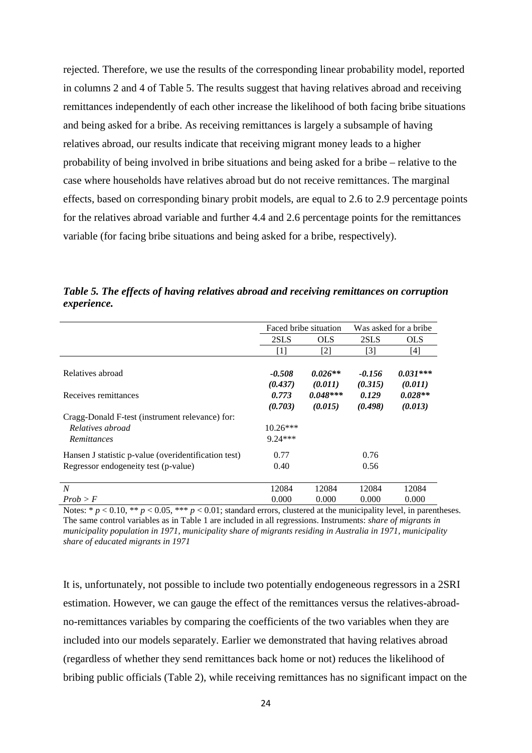rejected. Therefore, we use the results of the corresponding linear probability model, reported in columns 2 and 4 of Table 5. The results suggest that having relatives abroad and receiving remittances independently of each other increase the likelihood of both facing bribe situations and being asked for a bribe. As receiving remittances is largely a subsample of having relatives abroad, our results indicate that receiving migrant money leads to a higher probability of being involved in bribe situations and being asked for a bribe – relative to the case where households have relatives abroad but do not receive remittances. The marginal effects, based on corresponding binary probit models, are equal to 2.6 to 2.9 percentage points for the relatives abroad variable and further 4.4 and 2.6 percentage points for the remittances variable (for facing bribe situations and being asked for a bribe, respectively).

***Table 5. The effects of having relatives abroad and receiving remittances on corruption experience.***

| | Faced bribe situation | | Was asked for a bribe | |
|---|---|---|---|---|
| | 2SLS | OLS | 2SLS | OLS |
| | [1] | [2] | [3] | [4] |
| Relatives abroad | ***-0.508*** | ***0.026\*\**** | ***-0.156*** | ***0.031\*\*\**** |
| | ***(0.437)*** | ***(0.011)*** | ***(0.315)*** | ***(0.011)*** |
| Receives remittances | ***0.773*** | ***0.048\*\*\**** | ***0.129*** | ***0.028\*\**** |
| | ***(0.703)*** | ***(0.015)*** | ***(0.498)*** | ***(0.013)*** |
| Cragg-Donald F-test (instrument relevance) for: | | | | |
| *Relatives abroad* | 10.26*** | | | |
| *Remittances* | 9.24*** | | | |
| Hansen J statistic p-value (overidentification test) | 0.77 | | 0.76 | |
| Regressor endogeneity test (p-value) | 0.40 | | 0.56 | |
| *N* | 12084 | 12084 | 12084 | 12084 |
| *Prob > F* | 0.000 | 0.000 | 0.000 | 0.000 |

Notes: * $p < 0.10$, ** $p < 0.05$, *** $p < 0.01$; standard errors, clustered at the municipality level, in parentheses. The same control variables as in Table 1 are included in all regressions. Instruments: *share of migrants in municipality population in 1971, municipality share of migrants residing in Australia in 1971, municipality share of educated migrants in 1971*

It is, unfortunately, not possible to include two potentially endogeneous regressors in a 2SRI estimation. However, we can gauge the effect of the remittances versus the relatives-abroad-no-remittances variables by comparing the coefficients of the two variables when they are included into our models separately. Earlier we demonstrated that having relatives abroad (regardless of whether they send remittances back home or not) reduces the likelihood of bribing public officials (Table 2), while receiving remittances has no significant impact on the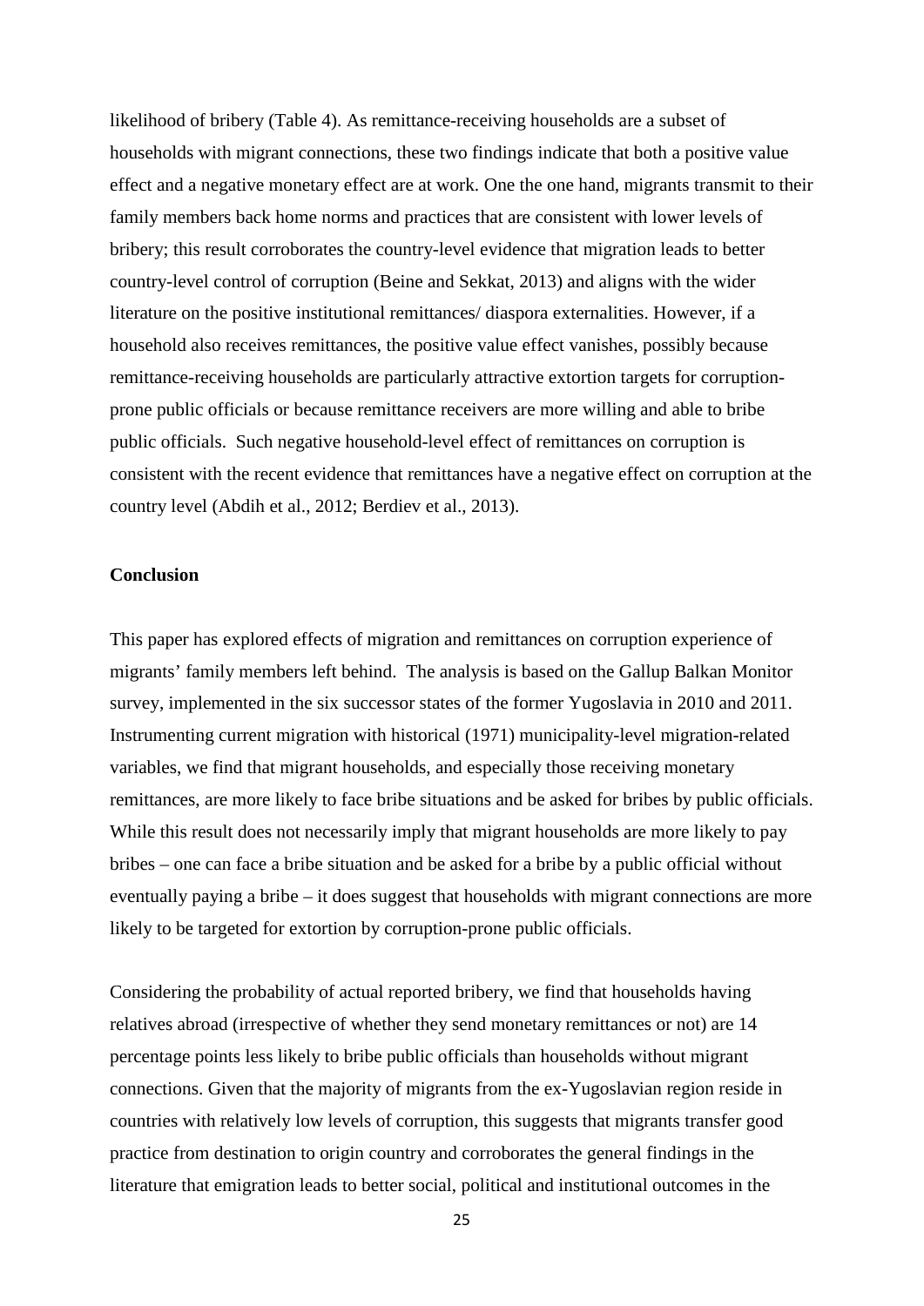likelihood of bribery (Table 4). As remittance-receiving households are a subset of households with migrant connections, these two findings indicate that both a positive value effect and a negative monetary effect are at work. One the one hand, migrants transmit to their family members back home norms and practices that are consistent with lower levels of bribery; this result corroborates the country-level evidence that migration leads to better country-level control of corruption (Beine and Sekkat, 2013) and aligns with the wider literature on the positive institutional remittances/ diaspora externalities. However, if a household also receives remittances, the positive value effect vanishes, possibly because remittance-receiving households are particularly attractive extortion targets for corruption-prone public officials or because remittance receivers are more willing and able to bribe public officials. Such negative household-level effect of remittances on corruption is consistent with the recent evidence that remittances have a negative effect on corruption at the country level (Abdih et al., 2012; Berdiev et al., 2013).

**Conclusion**

This paper has explored effects of migration and remittances on corruption experience of migrants' family members left behind. The analysis is based on the Gallup Balkan Monitor survey, implemented in the six successor states of the former Yugoslavia in 2010 and 2011. Instrumenting current migration with historical (1971) municipality-level migration-related variables, we find that migrant households, and especially those receiving monetary remittances, are more likely to face bribe situations and be asked for bribes by public officials. While this result does not necessarily imply that migrant households are more likely to pay bribes – one can face a bribe situation and be asked for a bribe by a public official without eventually paying a bribe – it does suggest that households with migrant connections are more likely to be targeted for extortion by corruption-prone public officials.

Considering the probability of actual reported bribery, we find that households having relatives abroad (irrespective of whether they send monetary remittances or not) are 14 percentage points less likely to bribe public officials than households without migrant connections. Given that the majority of migrants from the ex-Yugoslavian region reside in countries with relatively low levels of corruption, this suggests that migrants transfer good practice from destination to origin country and corroborates the general findings in the literature that emigration leads to better social, political and institutional outcomes in the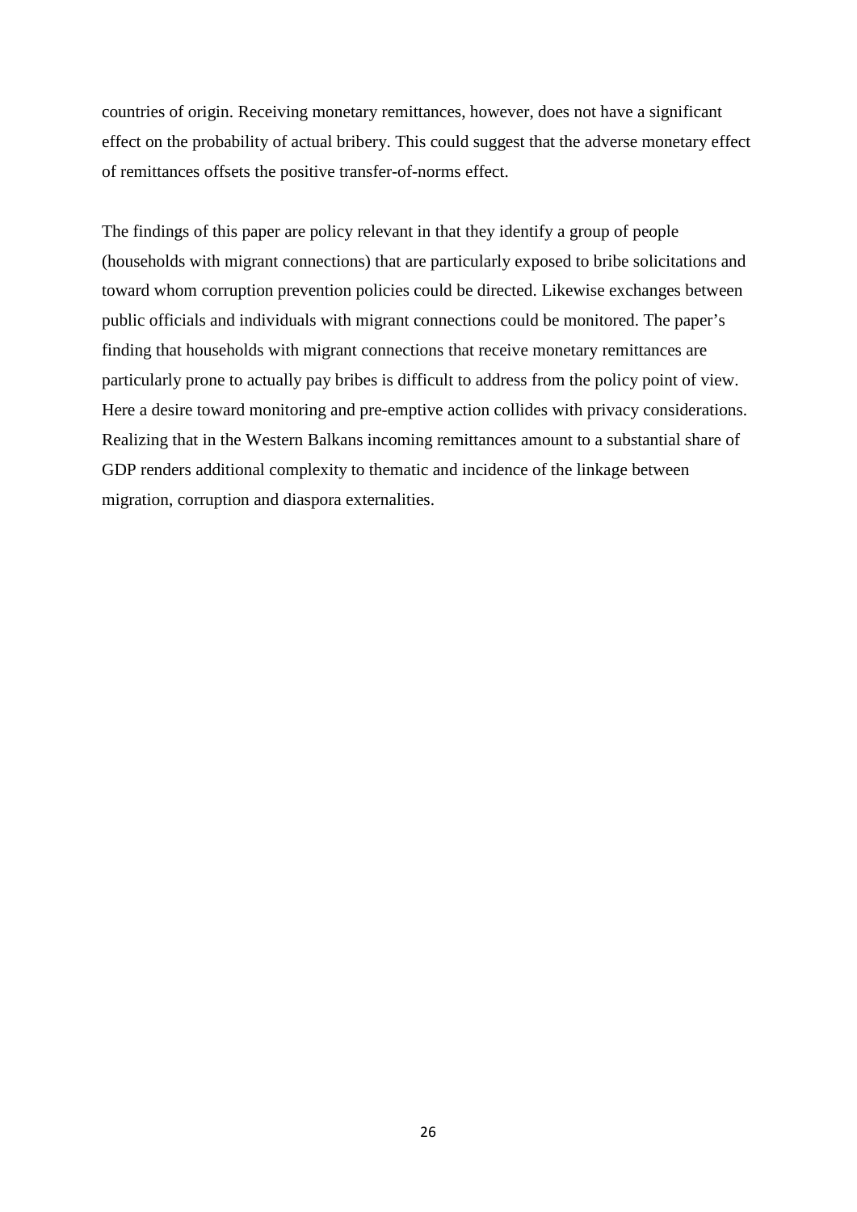countries of origin. Receiving monetary remittances, however, does not have a significant effect on the probability of actual bribery. This could suggest that the adverse monetary effect of remittances offsets the positive transfer-of-norms effect.

The findings of this paper are policy relevant in that they identify a group of people (households with migrant connections) that are particularly exposed to bribe solicitations and toward whom corruption prevention policies could be directed. Likewise exchanges between public officials and individuals with migrant connections could be monitored. The paper's finding that households with migrant connections that receive monetary remittances are particularly prone to actually pay bribes is difficult to address from the policy point of view. Here a desire toward monitoring and pre-emptive action collides with privacy considerations. Realizing that in the Western Balkans incoming remittances amount to a substantial share of GDP renders additional complexity to thematic and incidence of the linkage between migration, corruption and diaspora externalities.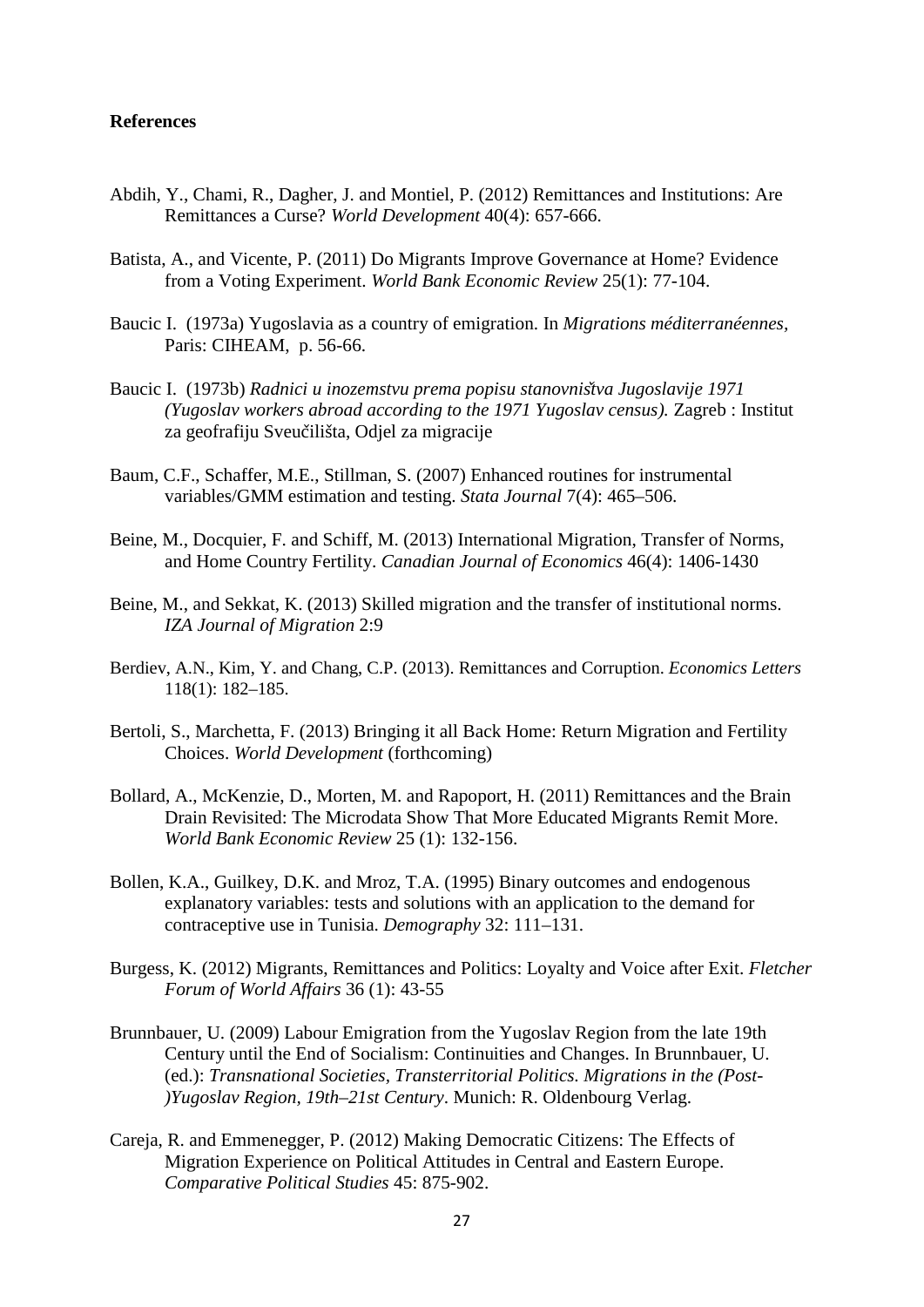**References**

Abdih, Y., Chami, R., Dagher, J. and Montiel, P. (2012) Remittances and Institutions: Are Remittances a Curse? *World Development* 40(4): 657-666.

Batista, A., and Vicente, P. (2011) Do Migrants Improve Governance at Home? Evidence from a Voting Experiment. *World Bank Economic Review* 25(1): 77-104.

Baucic I. (1973a) Yugoslavia as a country of emigration. In *Migrations méditerranéennes*, Paris: CIHEAM, p. 56-66.

Baucic I. (1973b) *Radnici u inozemstvu prema popisu stanovništva Jugoslavije 1971 (Yugoslav workers abroad according to the 1971 Yugoslav census).* Zagreb : Institut za geofrafiju Sveučilišta, Odjel za migracije

Baum, C.F., Schaffer, M.E., Stillman, S. (2007) Enhanced routines for instrumental variables/GMM estimation and testing. *Stata Journal* 7(4): 465–506.

Beine, M., Docquier, F. and Schiff, M. (2013) International Migration, Transfer of Norms, and Home Country Fertility. *Canadian Journal of Economics* 46(4): 1406-1430

Beine, M., and Sekkat, K. (2013) Skilled migration and the transfer of institutional norms. *IZA Journal of Migration* 2:9

Berdiev, A.N., Kim, Y. and Chang, C.P. (2013). Remittances and Corruption. *Economics Letters* 118(1): 182–185.

Bertoli, S., Marchetta, F. (2013) Bringing it all Back Home: Return Migration and Fertility Choices. *World Development* (forthcoming)

Bollard, A., McKenzie, D., Morten, M. and Rapoport, H. (2011) Remittances and the Brain Drain Revisited: The Microdata Show That More Educated Migrants Remit More. *World Bank Economic Review* 25 (1): 132-156.

Bollen, K.A., Guilkey, D.K. and Mroz, T.A. (1995) Binary outcomes and endogenous explanatory variables: tests and solutions with an application to the demand for contraceptive use in Tunisia. *Demography* 32: 111–131.

Burgess, K. (2012) Migrants, Remittances and Politics: Loyalty and Voice after Exit. *Fletcher Forum of World Affairs* 36 (1): 43-55

Brunnbauer, U. (2009) Labour Emigration from the Yugoslav Region from the late 19th Century until the End of Socialism: Continuities and Changes. In Brunnbauer, U. (ed.): *Transnational Societies, Transterritorial Politics. Migrations in the (Post-)Yugoslav Region, 19th–21st Century*. Munich: R. Oldenbourg Verlag.

Careja, R. and Emmenegger, P. (2012) Making Democratic Citizens: The Effects of Migration Experience on Political Attitudes in Central and Eastern Europe. *Comparative Political Studies* 45: 875-902.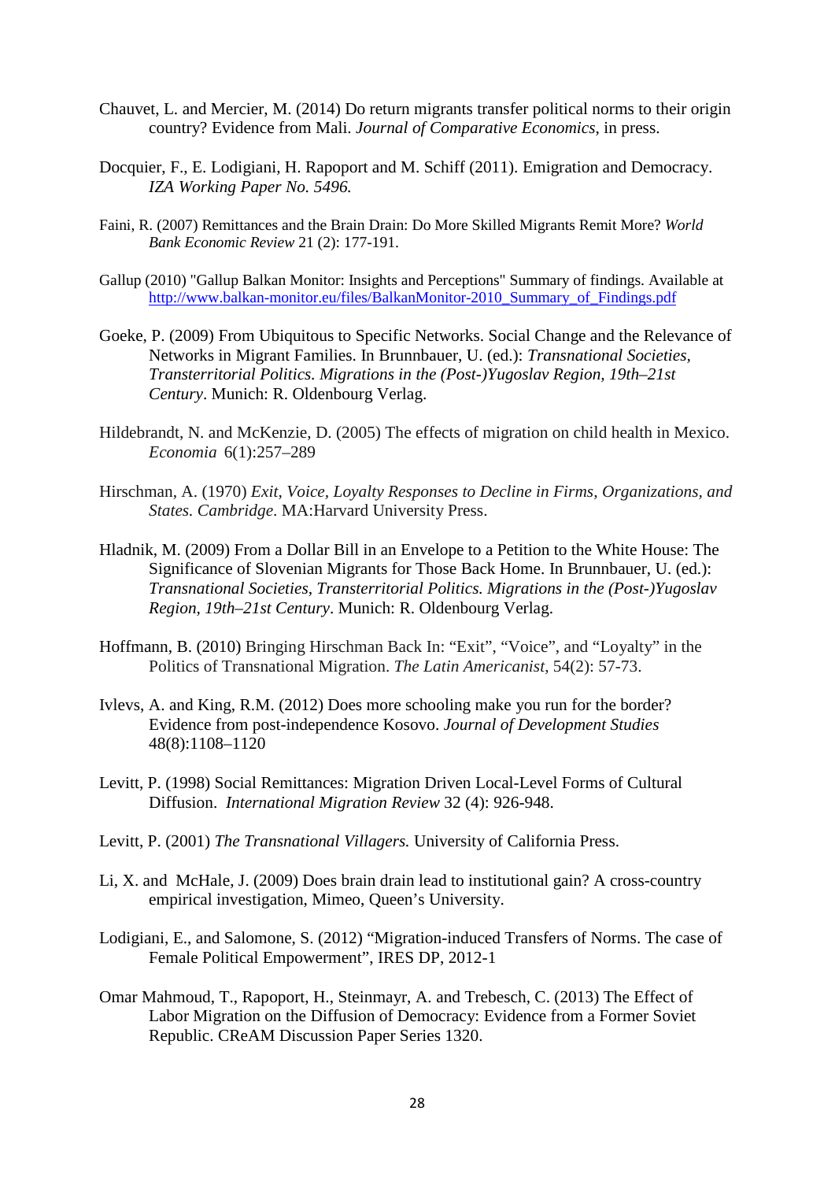Chauvet, L. and Mercier, M. (2014) Do return migrants transfer political norms to their origin country? Evidence from Mali. *Journal of Comparative Economics*, in press.

Docquier, F., E. Lodigiani, H. Rapoport and M. Schiff (2011). Emigration and Democracy. *IZA Working Paper No. 5496.*

Faini, R. (2007) Remittances and the Brain Drain: Do More Skilled Migrants Remit More? *World Bank Economic Review* 21 (2): 177-191.

Gallup (2010) "Gallup Balkan Monitor: Insights and Perceptions" Summary of findings. Available at http://www.balkan-monitor.eu/files/BalkanMonitor-2010_Summary_of_Findings.pdf

Goeke, P. (2009) From Ubiquitous to Specific Networks. Social Change and the Relevance of Networks in Migrant Families. In Brunnbauer, U. (ed.): *Transnational Societies, Transterritorial Politics. Migrations in the (Post-)Yugoslav Region, 19th–21st Century*. Munich: R. Oldenbourg Verlag.

Hildebrandt, N. and McKenzie, D. (2005) The effects of migration on child health in Mexico. *Economia* 6(1):257–289

Hirschman, A. (1970) *Exit, Voice, Loyalty Responses to Decline in Firms, Organizations, and States. Cambridge*. MA:Harvard University Press.

Hladnik, M. (2009) From a Dollar Bill in an Envelope to a Petition to the White House: The Significance of Slovenian Migrants for Those Back Home. In Brunnbauer, U. (ed.): *Transnational Societies, Transterritorial Politics. Migrations in the (Post-)Yugoslav Region, 19th–21st Century*. Munich: R. Oldenbourg Verlag.

Hoffmann, B. (2010) Bringing Hirschman Back In: "Exit", "Voice", and "Loyalty" in the Politics of Transnational Migration. *The Latin Americanist*, 54(2): 57-73.

Ivlevs, A. and King, R.M. (2012) Does more schooling make you run for the border? Evidence from post-independence Kosovo. *Journal of Development Studies* 48(8):1108–1120

Levitt, P. (1998) Social Remittances: Migration Driven Local-Level Forms of Cultural Diffusion. *International Migration Review* 32 (4): 926-948.

Levitt, P. (2001) *The Transnational Villagers.* University of California Press.

Li, X. and McHale, J. (2009) Does brain drain lead to institutional gain? A cross-country empirical investigation, Mimeo, Queen's University.

Lodigiani, E., and Salomone, S. (2012) "Migration-induced Transfers of Norms. The case of Female Political Empowerment", IRES DP, 2012-1

Omar Mahmoud, T., Rapoport, H., Steinmayr, A. and Trebesch, C. (2013) The Effect of Labor Migration on the Diffusion of Democracy: Evidence from a Former Soviet Republic. CReAM Discussion Paper Series 1320.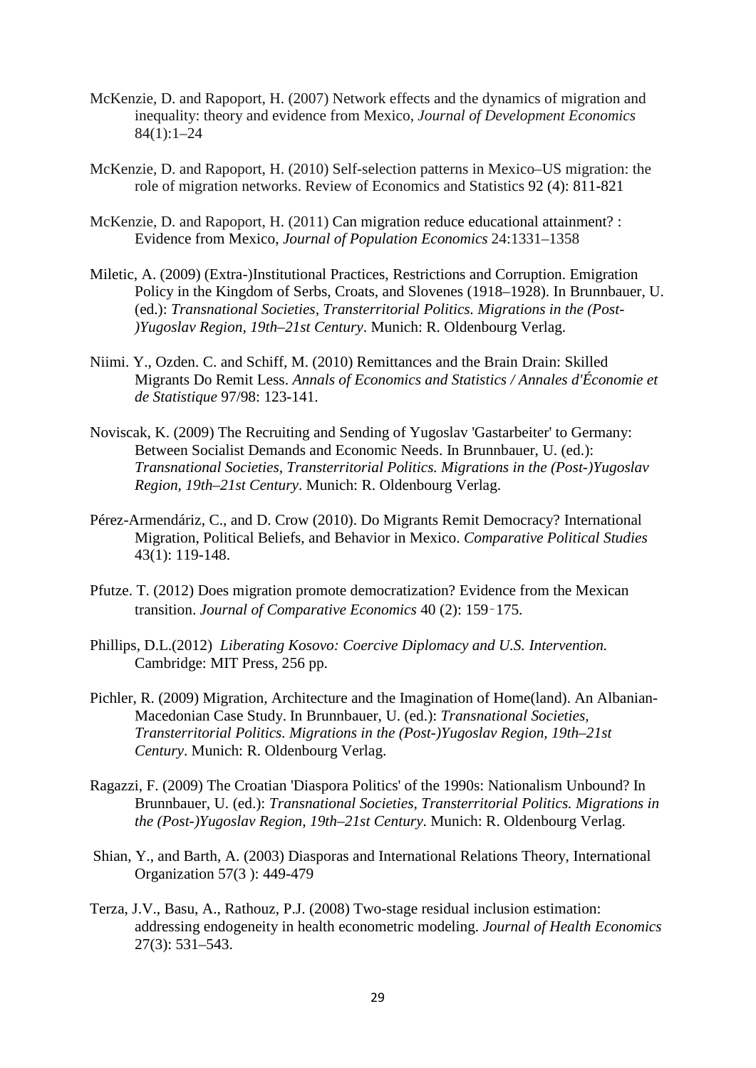McKenzie, D. and Rapoport, H. (2007) Network effects and the dynamics of migration and inequality: theory and evidence from Mexico, *Journal of Development Economics* 84(1):1–24

McKenzie, D. and Rapoport, H. (2010) Self-selection patterns in Mexico–US migration: the role of migration networks. Review of Economics and Statistics 92 (4): 811-821

McKenzie, D. and Rapoport, H. (2011) Can migration reduce educational attainment? : Evidence from Mexico, *Journal of Population Economics* 24:1331–1358

Miletic, A. (2009) (Extra-)Institutional Practices, Restrictions and Corruption. Emigration Policy in the Kingdom of Serbs, Croats, and Slovenes (1918–1928). In Brunnbauer, U. (ed.): *Transnational Societies, Transterritorial Politics. Migrations in the (Post-)Yugoslav Region, 19th–21st Century*. Munich: R. Oldenbourg Verlag.

Niimi. Y., Ozden. C. and Schiff, M. (2010) Remittances and the Brain Drain: Skilled Migrants Do Remit Less. *Annals of Economics and Statistics / Annales d'Économie et de Statistique* 97/98: 123-141.

Noviscak, K. (2009) The Recruiting and Sending of Yugoslav 'Gastarbeiter' to Germany: Between Socialist Demands and Economic Needs. In Brunnbauer, U. (ed.): *Transnational Societies, Transterritorial Politics. Migrations in the (Post-)Yugoslav Region, 19th–21st Century*. Munich: R. Oldenbourg Verlag.

Pérez-Armendáriz, C., and D. Crow (2010). Do Migrants Remit Democracy? International Migration, Political Beliefs, and Behavior in Mexico. *Comparative Political Studies* 43(1): 119-148.

Pfutze. T. (2012) Does migration promote democratization? Evidence from the Mexican transition. *Journal of Comparative Economics* 40 (2): 159–175.

Phillips, D.L.(2012) *Liberating Kosovo: Coercive Diplomacy and U.S. Intervention.* Cambridge: MIT Press, 256 pp.

Pichler, R. (2009) Migration, Architecture and the Imagination of Home(land). An Albanian-Macedonian Case Study. In Brunnbauer, U. (ed.): *Transnational Societies, Transterritorial Politics. Migrations in the (Post-)Yugoslav Region, 19th–21st Century*. Munich: R. Oldenbourg Verlag.

Ragazzi, F. (2009) The Croatian 'Diaspora Politics' of the 1990s: Nationalism Unbound? In Brunnbauer, U. (ed.): *Transnational Societies, Transterritorial Politics. Migrations in the (Post-)Yugoslav Region, 19th–21st Century*. Munich: R. Oldenbourg Verlag.

Shian, Y., and Barth, A. (2003) Diasporas and International Relations Theory, International Organization 57(3 ): 449-479

Terza, J.V., Basu, A., Rathouz, P.J. (2008) Two-stage residual inclusion estimation: addressing endogeneity in health econometric modeling. *Journal of Health Economics* 27(3): 531–543.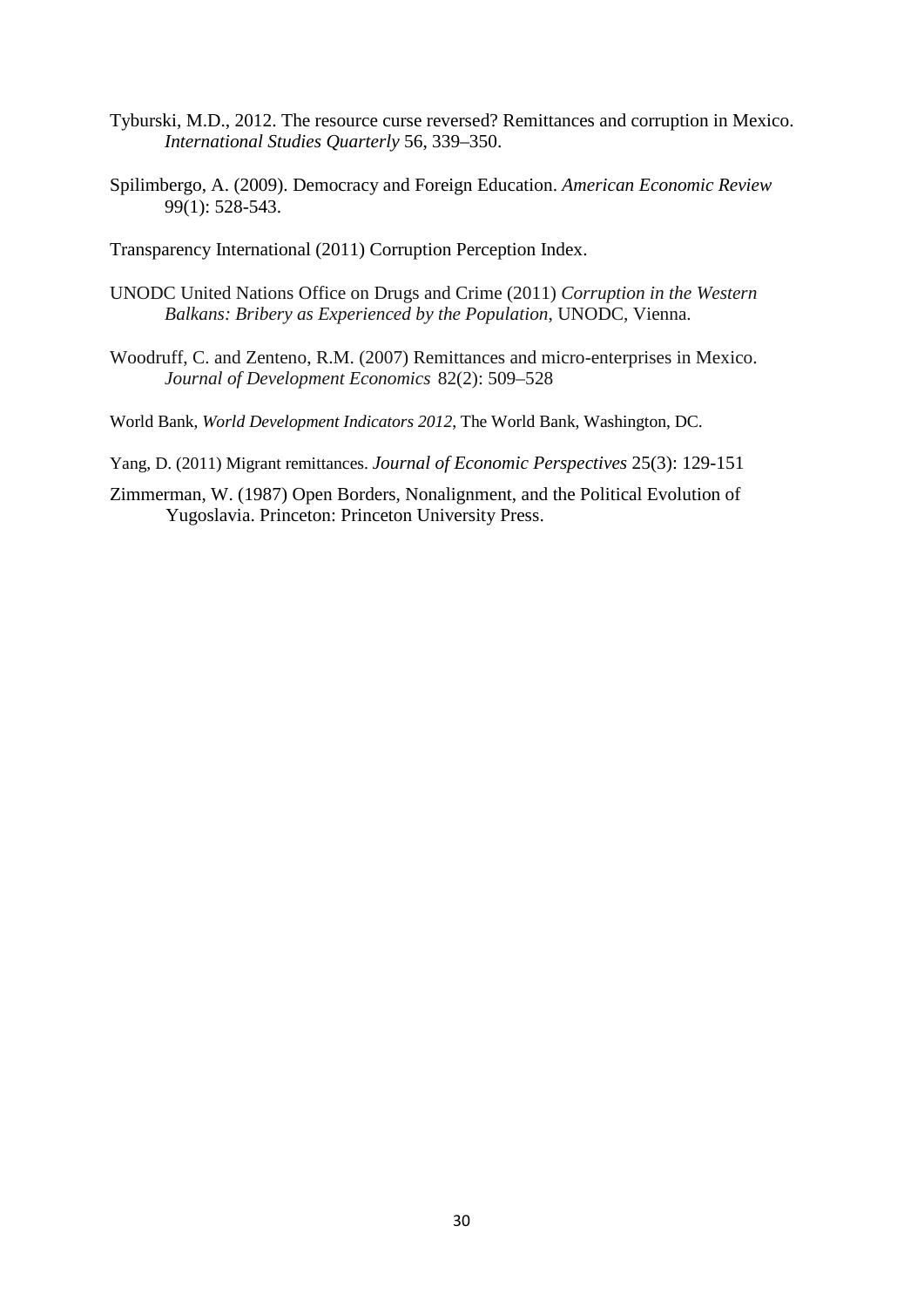Tyburski, M.D., 2012. The resource curse reversed? Remittances and corruption in Mexico. *International Studies Quarterly* 56, 339–350.

Spilimbergo, A. (2009). Democracy and Foreign Education. *American Economic Review* 99(1): 528-543.

Transparency International (2011) Corruption Perception Index.

UNODC United Nations Office on Drugs and Crime (2011) *Corruption in the Western Balkans: Bribery as Experienced by the Population*, UNODC, Vienna.

Woodruff, C. and Zenteno, R.M. (2007) Remittances and micro-enterprises in Mexico. *Journal of Development Economics* 82(2): 509–528

World Bank, *World Development Indicators 2012*, The World Bank, Washington, DC.

Yang, D. (2011) Migrant remittances. *Journal of Economic Perspectives* 25(3): 129-151

Zimmerman, W. (1987) Open Borders, Nonalignment, and the Political Evolution of Yugoslavia. Princeton: Princeton University Press.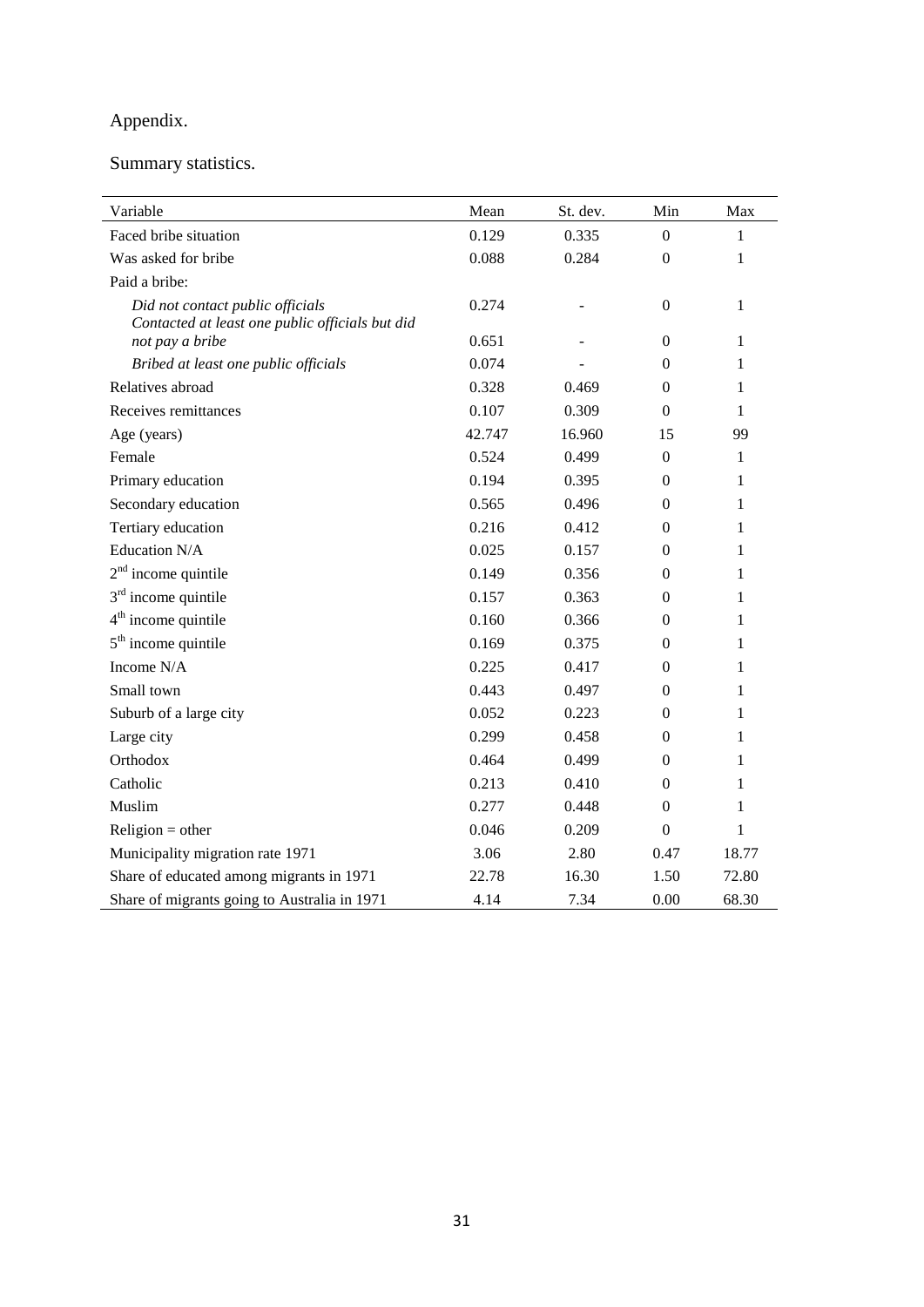Appendix.

Summary statistics.

| Variable | Mean | St. dev. | Min | Max |
|---|---|---|---|---|
| Faced bribe situation | 0.129 | 0.335 | 0 | 1 |
| Was asked for bribe | 0.088 | 0.284 | 0 | 1 |
| Paid a bribe: | | | | |
| *Did not contact public officials* | 0.274 | - | 0 | 1 |
| *Contacted at least one public officials but did not pay a bribe* | 0.651 | - | 0 | 1 |
| *Bribed at least one public officials* | 0.074 | - | 0 | 1 |
| Relatives abroad | 0.328 | 0.469 | 0 | 1 |
| Receives remittances | 0.107 | 0.309 | 0 | 1 |
| Age (years) | 42.747 | 16.960 | 15 | 99 |
| Female | 0.524 | 0.499 | 0 | 1 |
| Primary education | 0.194 | 0.395 | 0 | 1 |
| Secondary education | 0.565 | 0.496 | 0 | 1 |
| Tertiary education | 0.216 | 0.412 | 0 | 1 |
| Education N/A | 0.025 | 0.157 | 0 | 1 |
| 2nd income quintile | 0.149 | 0.356 | 0 | 1 |
| 3rd income quintile | 0.157 | 0.363 | 0 | 1 |
| 4th income quintile | 0.160 | 0.366 | 0 | 1 |
| 5th income quintile | 0.169 | 0.375 | 0 | 1 |
| Income N/A | 0.225 | 0.417 | 0 | 1 |
| Small town | 0.443 | 0.497 | 0 | 1 |
| Suburb of a large city | 0.052 | 0.223 | 0 | 1 |
| Large city | 0.299 | 0.458 | 0 | 1 |
| Orthodox | 0.464 | 0.499 | 0 | 1 |
| Catholic | 0.213 | 0.410 | 0 | 1 |
| Muslim | 0.277 | 0.448 | 0 | 1 |
| Religion = other | 0.046 | 0.209 | 0 | 1 |
| Municipality migration rate 1971 | 3.06 | 2.80 | 0.47 | 18.77 |
| Share of educated among migrants in 1971 | 22.78 | 16.30 | 1.50 | 72.80 |
| Share of migrants going to Australia in 1971 | 4.14 | 7.34 | 0.00 | 68.30 |